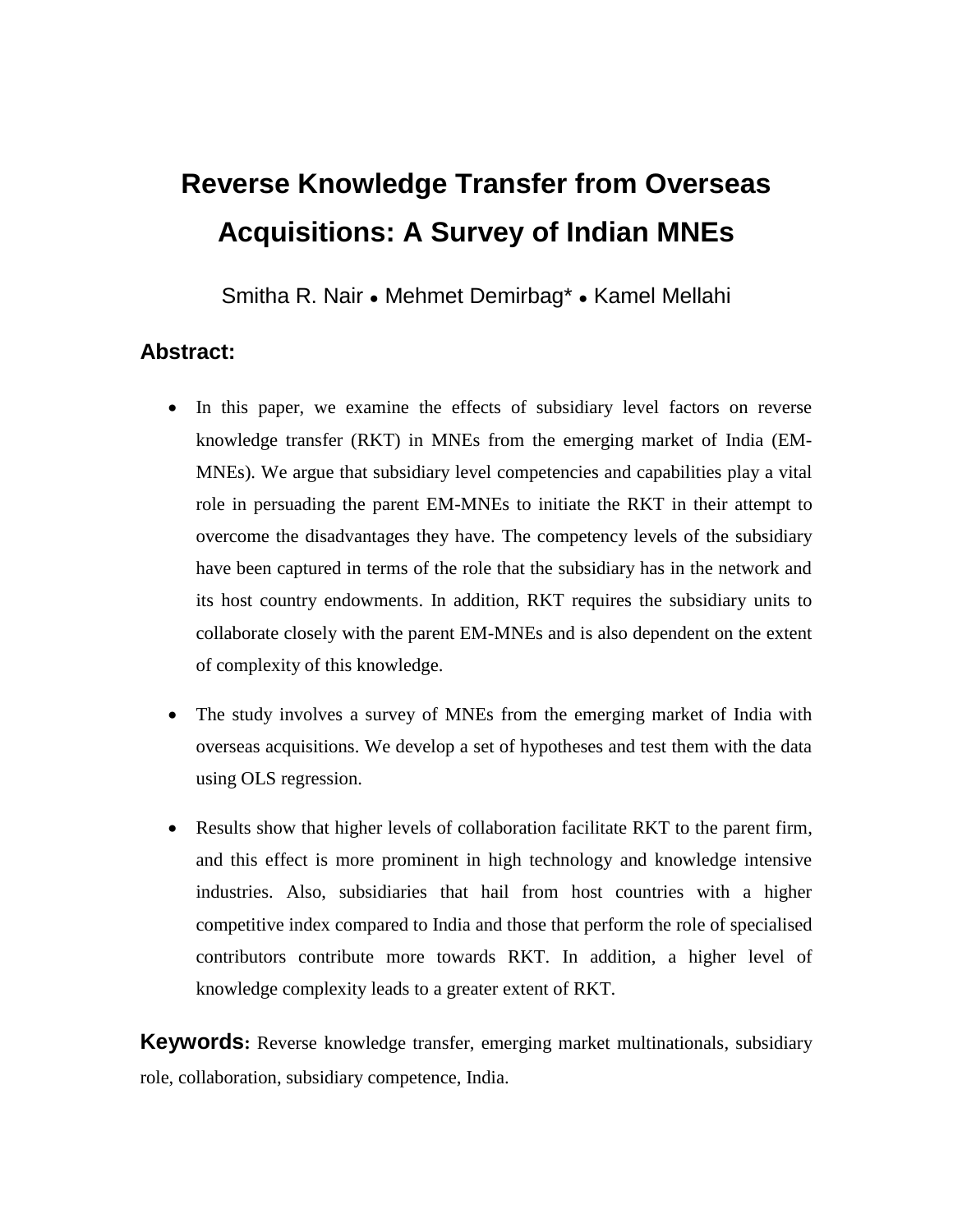# Reverse Knowledge Transfer from Overseas Acquisitions: A Survey of Indian MNEs

Smitha R. Nair • Mehmet Demirbag* • Kamel Mellahi

## Abstract:

- In this paper, we examine the effects of subsidiary level factors on reverse knowledge transfer (RKT) in MNEs from the emerging market of India (EM-MNEs). We argue that subsidiary level competencies and capabilities play a vital role in persuading the parent EM-MNEs to initiate the RKT in their attempt to overcome the disadvantages they have. The competency levels of the subsidiary have been captured in terms of the role that the subsidiary has in the network and its host country endowments. In addition, RKT requires the subsidiary units to collaborate closely with the parent EM-MNEs and is also dependent on the extent of complexity of this knowledge.
- The study involves a survey of MNEs from the emerging market of India with overseas acquisitions. We develop a set of hypotheses and test them with the data using OLS regression.
- Results show that higher levels of collaboration facilitate RKT to the parent firm, and this effect is more prominent in high technology and knowledge intensive industries. Also, subsidiaries that hail from host countries with a higher competitive index compared to India and those that perform the role of specialised contributors contribute more towards RKT. In addition, a higher level of knowledge complexity leads to a greater extent of RKT.

**Keywords:** Reverse knowledge transfer, emerging market multinationals, subsidiary role, collaboration, subsidiary competence, India.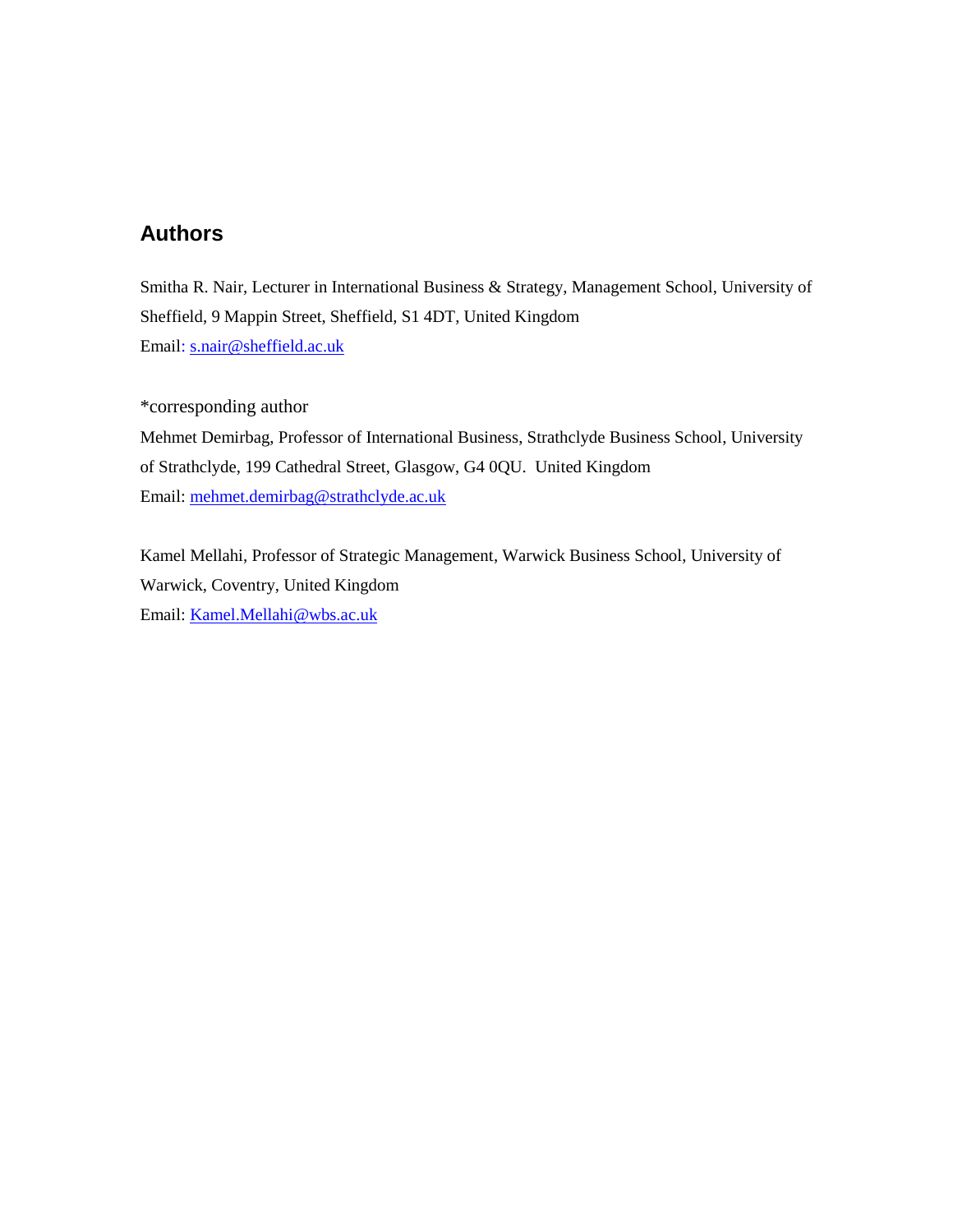## Authors

Smitha R. Nair, Lecturer in International Business & Strategy, Management School, University of Sheffield, 9 Mappin Street, Sheffield, S1 4DT, United Kingdom
Email: s.nair@sheffield.ac.uk

*corresponding author
Mehmet Demirbag, Professor of International Business, Strathclyde Business School, University of Strathclyde, 199 Cathedral Street, Glasgow, G4 0QU. United Kingdom
Email: mehmet.demirbag@strathclyde.ac.uk

Kamel Mellahi, Professor of Strategic Management, Warwick Business School, University of Warwick, Coventry, United Kingdom
Email: Kamel.Mellahi@wbs.ac.uk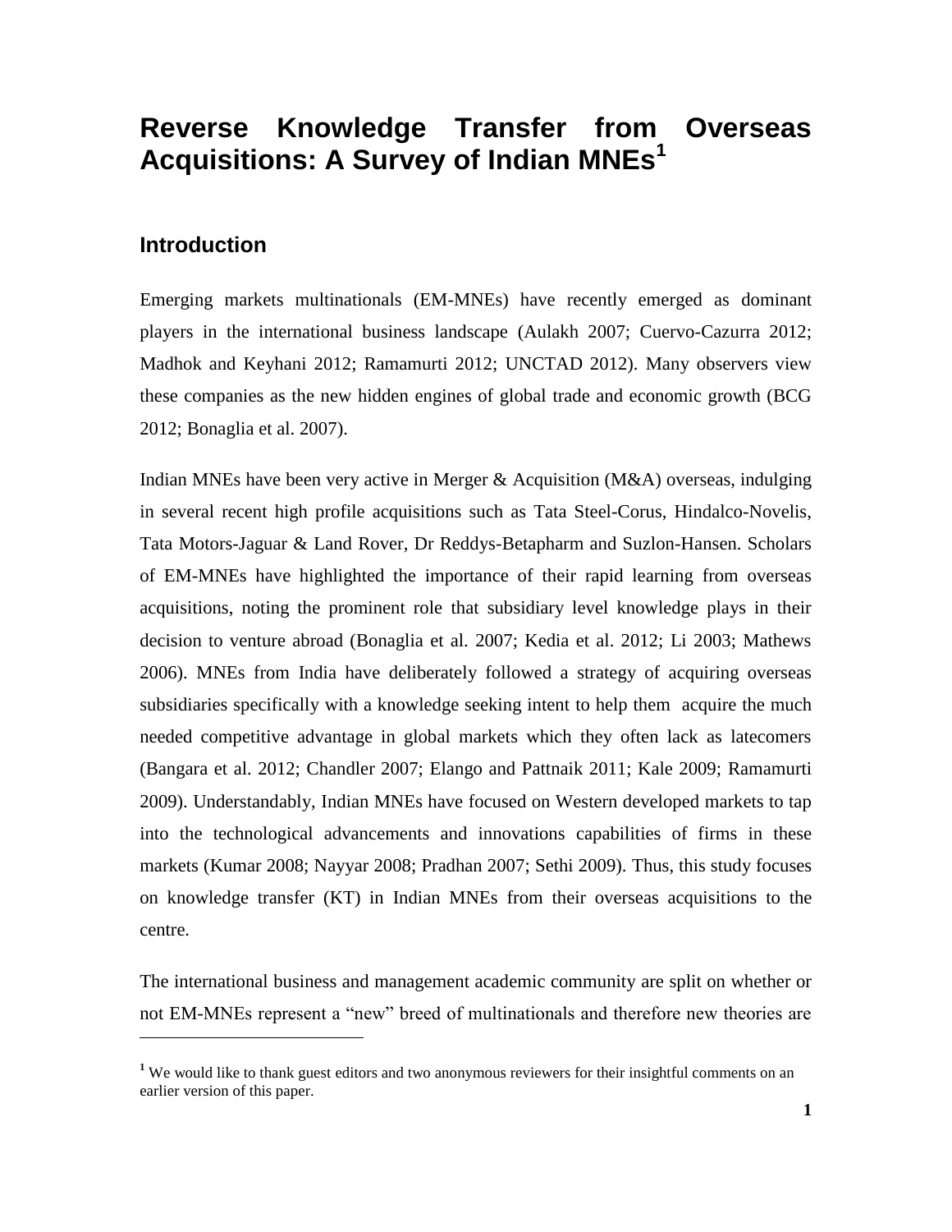# Reverse Knowledge Transfer from Overseas Acquisitions: A Survey of Indian MNEs[1]

## Introduction

Emerging markets multinationals (EM-MNEs) have recently emerged as dominant players in the international business landscape (Aulakh 2007; Cuervo-Cazurra 2012; Madhok and Keyhani 2012; Ramamurti 2012; UNCTAD 2012). Many observers view these companies as the new hidden engines of global trade and economic growth (BCG 2012; Bonaglia et al. 2007).

Indian MNEs have been very active in Merger & Acquisition (M&A) overseas, indulging in several recent high profile acquisitions such as Tata Steel-Corus, Hindalco-Novelis, Tata Motors-Jaguar & Land Rover, Dr Reddys-Betapharm and Suzlon-Hansen. Scholars of EM-MNEs have highlighted the importance of their rapid learning from overseas acquisitions, noting the prominent role that subsidiary level knowledge plays in their decision to venture abroad (Bonaglia et al. 2007; Kedia et al. 2012; Li 2003; Mathews 2006). MNEs from India have deliberately followed a strategy of acquiring overseas subsidiaries specifically with a knowledge seeking intent to help them acquire the much needed competitive advantage in global markets which they often lack as latecomers (Bangara et al. 2012; Chandler 2007; Elango and Pattnaik 2011; Kale 2009; Ramamurti 2009). Understandably, Indian MNEs have focused on Western developed markets to tap into the technological advancements and innovations capabilities of firms in these markets (Kumar 2008; Nayyar 2008; Pradhan 2007; Sethi 2009). Thus, this study focuses on knowledge transfer (KT) in Indian MNEs from their overseas acquisitions to the centre.

The international business and management academic community are split on whether or not EM-MNEs represent a "new" breed of multinationals and therefore new theories are

[1] We would like to thank guest editors and two anonymous reviewers for their insightful comments on an earlier version of this paper.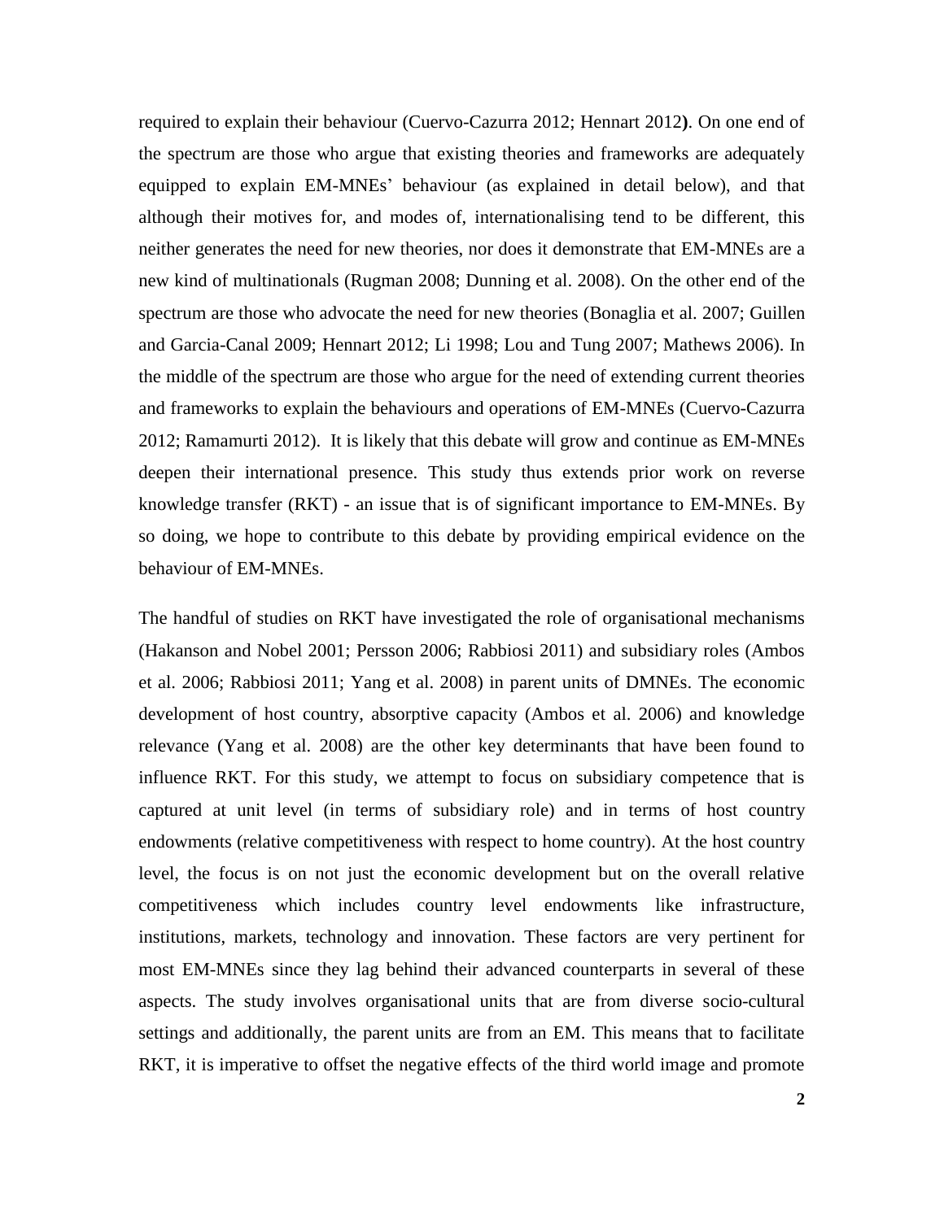required to explain their behaviour (Cuervo-Cazurra 2012; Hennart 2012**)**. On one end of the spectrum are those who argue that existing theories and frameworks are adequately equipped to explain EM-MNEs' behaviour (as explained in detail below), and that although their motives for, and modes of, internationalising tend to be different, this neither generates the need for new theories, nor does it demonstrate that EM-MNEs are a new kind of multinationals (Rugman 2008; Dunning et al. 2008). On the other end of the spectrum are those who advocate the need for new theories (Bonaglia et al. 2007; Guillen and Garcia-Canal 2009; Hennart 2012; Li 1998; Lou and Tung 2007; Mathews 2006). In the middle of the spectrum are those who argue for the need of extending current theories and frameworks to explain the behaviours and operations of EM-MNEs (Cuervo-Cazurra 2012; Ramamurti 2012). It is likely that this debate will grow and continue as EM-MNEs deepen their international presence. This study thus extends prior work on reverse knowledge transfer (RKT) - an issue that is of significant importance to EM-MNEs. By so doing, we hope to contribute to this debate by providing empirical evidence on the behaviour of EM-MNEs.

The handful of studies on RKT have investigated the role of organisational mechanisms (Hakanson and Nobel 2001; Persson 2006; Rabbiosi 2011) and subsidiary roles (Ambos et al. 2006; Rabbiosi 2011; Yang et al. 2008) in parent units of DMNEs. The economic development of host country, absorptive capacity (Ambos et al. 2006) and knowledge relevance (Yang et al. 2008) are the other key determinants that have been found to influence RKT. For this study, we attempt to focus on subsidiary competence that is captured at unit level (in terms of subsidiary role) and in terms of host country endowments (relative competitiveness with respect to home country). At the host country level, the focus is on not just the economic development but on the overall relative competitiveness which includes country level endowments like infrastructure, institutions, markets, technology and innovation. These factors are very pertinent for most EM-MNEs since they lag behind their advanced counterparts in several of these aspects. The study involves organisational units that are from diverse socio-cultural settings and additionally, the parent units are from an EM. This means that to facilitate RKT, it is imperative to offset the negative effects of the third world image and promote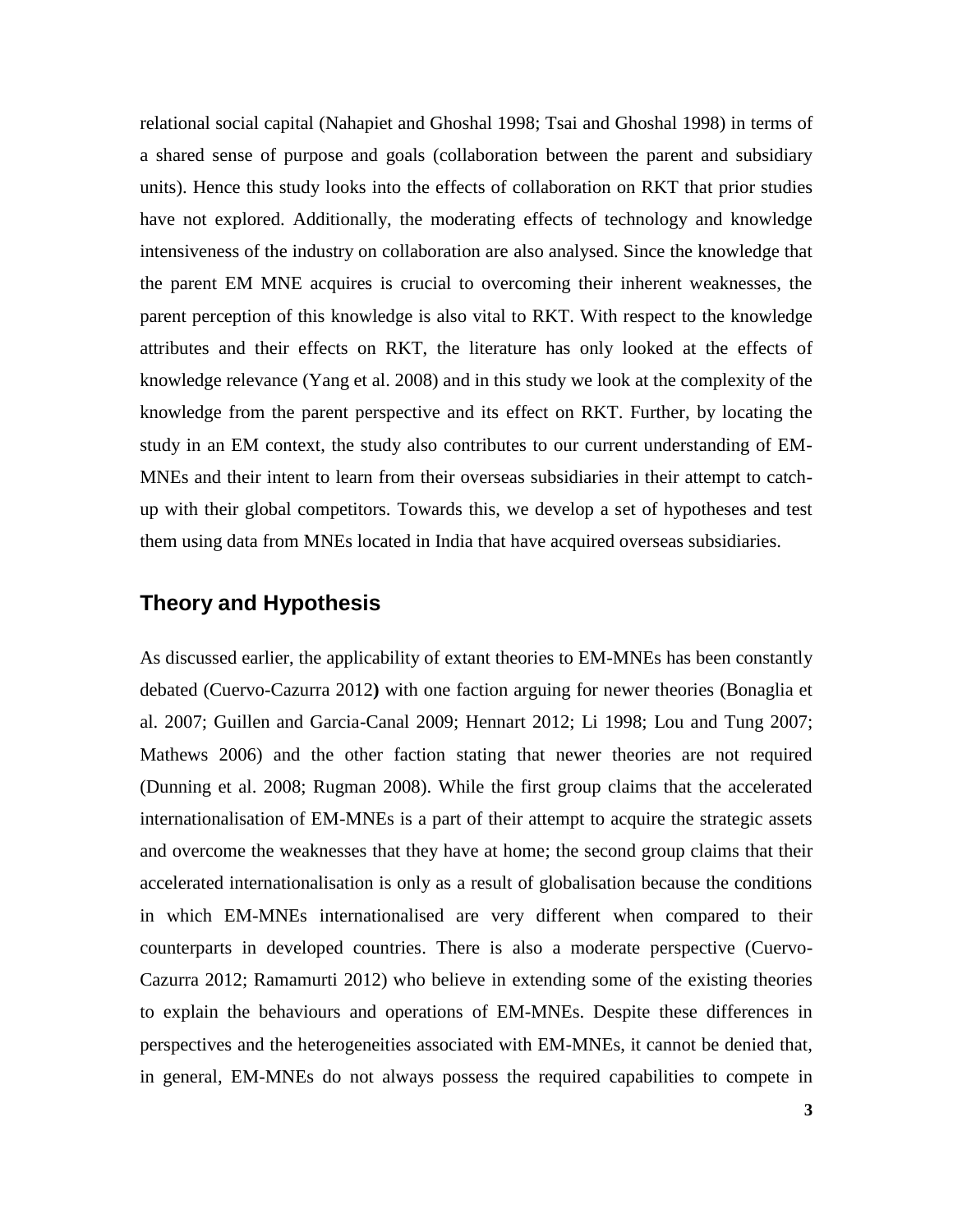relational social capital (Nahapiet and Ghoshal 1998; Tsai and Ghoshal 1998) in terms of a shared sense of purpose and goals (collaboration between the parent and subsidiary units). Hence this study looks into the effects of collaboration on RKT that prior studies have not explored. Additionally, the moderating effects of technology and knowledge intensiveness of the industry on collaboration are also analysed. Since the knowledge that the parent EM MNE acquires is crucial to overcoming their inherent weaknesses, the parent perception of this knowledge is also vital to RKT. With respect to the knowledge attributes and their effects on RKT, the literature has only looked at the effects of knowledge relevance (Yang et al. 2008) and in this study we look at the complexity of the knowledge from the parent perspective and its effect on RKT. Further, by locating the study in an EM context, the study also contributes to our current understanding of EM-MNEs and their intent to learn from their overseas subsidiaries in their attempt to catch-up with their global competitors. Towards this, we develop a set of hypotheses and test them using data from MNEs located in India that have acquired overseas subsidiaries.

## Theory and Hypothesis

As discussed earlier, the applicability of extant theories to EM-MNEs has been constantly debated (Cuervo-Cazurra 2012**)** with one faction arguing for newer theories (Bonaglia et al. 2007; Guillen and Garcia-Canal 2009; Hennart 2012; Li 1998; Lou and Tung 2007; Mathews 2006) and the other faction stating that newer theories are not required (Dunning et al. 2008; Rugman 2008). While the first group claims that the accelerated internationalisation of EM-MNEs is a part of their attempt to acquire the strategic assets and overcome the weaknesses that they have at home; the second group claims that their accelerated internationalisation is only as a result of globalisation because the conditions in which EM-MNEs internationalised are very different when compared to their counterparts in developed countries. There is also a moderate perspective (Cuervo-Cazurra 2012; Ramamurti 2012) who believe in extending some of the existing theories to explain the behaviours and operations of EM-MNEs. Despite these differences in perspectives and the heterogeneities associated with EM-MNEs, it cannot be denied that, in general, EM-MNEs do not always possess the required capabilities to compete in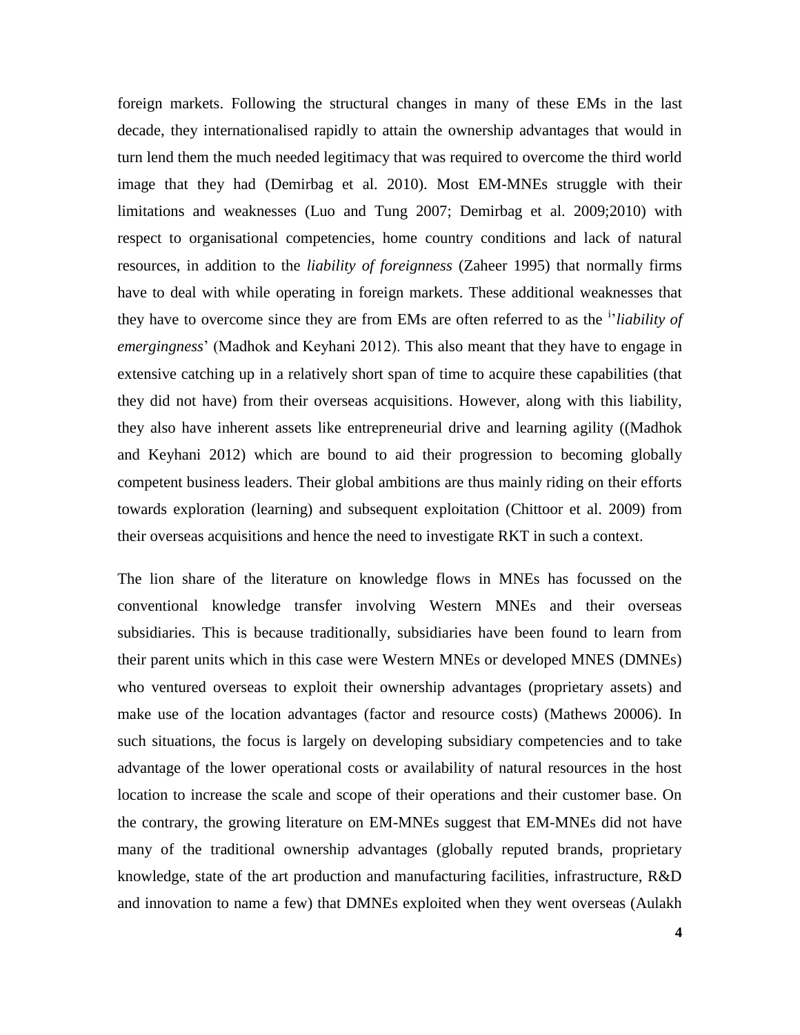foreign markets. Following the structural changes in many of these EMs in the last decade, they internationalised rapidly to attain the ownership advantages that would in turn lend them the much needed legitimacy that was required to overcome the third world image that they had (Demirbag et al. 2010). Most EM-MNEs struggle with their limitations and weaknesses (Luo and Tung 2007; Demirbag et al. 2009;2010) with respect to organisational competencies, home country conditions and lack of natural resources, in addition to the *liability of foreignness* (Zaheer 1995) that normally firms have to deal with while operating in foreign markets. These additional weaknesses that they have to overcome since they are from EMs are often referred to as the [i]'*liability of emergingness*' (Madhok and Keyhani 2012). This also meant that they have to engage in extensive catching up in a relatively short span of time to acquire these capabilities (that they did not have) from their overseas acquisitions. However, along with this liability, they also have inherent assets like entrepreneurial drive and learning agility ((Madhok and Keyhani 2012) which are bound to aid their progression to becoming globally competent business leaders. Their global ambitions are thus mainly riding on their efforts towards exploration (learning) and subsequent exploitation (Chittoor et al. 2009) from their overseas acquisitions and hence the need to investigate RKT in such a context.

The lion share of the literature on knowledge flows in MNEs has focussed on the conventional knowledge transfer involving Western MNEs and their overseas subsidiaries. This is because traditionally, subsidiaries have been found to learn from their parent units which in this case were Western MNEs or developed MNES (DMNEs) who ventured overseas to exploit their ownership advantages (proprietary assets) and make use of the location advantages (factor and resource costs) (Mathews 20006). In such situations, the focus is largely on developing subsidiary competencies and to take advantage of the lower operational costs or availability of natural resources in the host location to increase the scale and scope of their operations and their customer base. On the contrary, the growing literature on EM-MNEs suggest that EM-MNEs did not have many of the traditional ownership advantages (globally reputed brands, proprietary knowledge, state of the art production and manufacturing facilities, infrastructure, R&D and innovation to name a few) that DMNEs exploited when they went overseas (Aulakh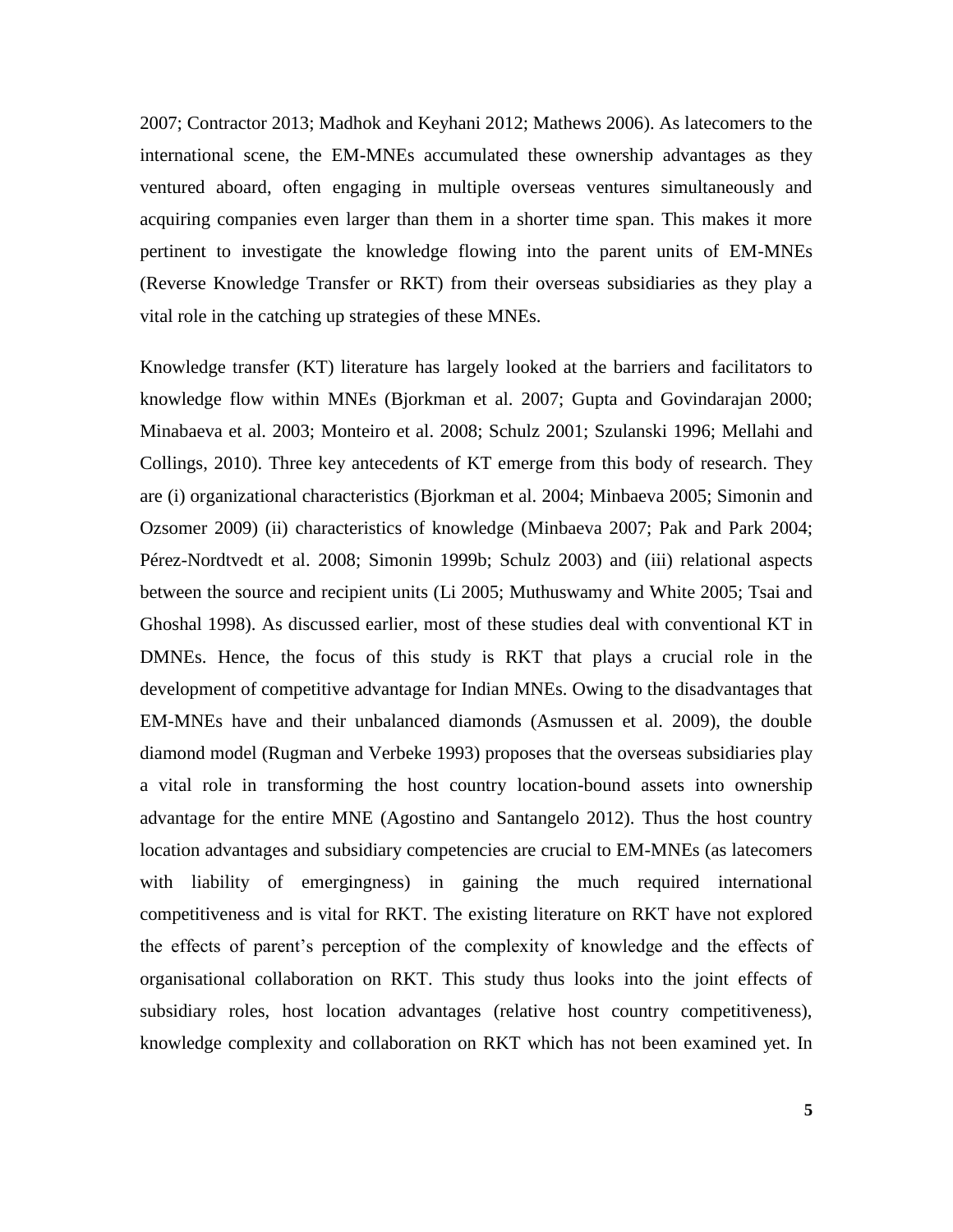2007; Contractor 2013; Madhok and Keyhani 2012; Mathews 2006). As latecomers to the international scene, the EM-MNEs accumulated these ownership advantages as they ventured aboard, often engaging in multiple overseas ventures simultaneously and acquiring companies even larger than them in a shorter time span. This makes it more pertinent to investigate the knowledge flowing into the parent units of EM-MNEs (Reverse Knowledge Transfer or RKT) from their overseas subsidiaries as they play a vital role in the catching up strategies of these MNEs.

Knowledge transfer (KT) literature has largely looked at the barriers and facilitators to knowledge flow within MNEs (Bjorkman et al. 2007; Gupta and Govindarajan 2000; Minabaeva et al. 2003; Monteiro et al. 2008; Schulz 2001; Szulanski 1996; Mellahi and Collings, 2010). Three key antecedents of KT emerge from this body of research. They are (i) organizational characteristics (Bjorkman et al. 2004; Minbaeva 2005; Simonin and Ozsomer 2009) (ii) characteristics of knowledge (Minbaeva 2007; Pak and Park 2004; Pérez-Nordtvedt et al. 2008; Simonin 1999b; Schulz 2003) and (iii) relational aspects between the source and recipient units (Li 2005; Muthuswamy and White 2005; Tsai and Ghoshal 1998). As discussed earlier, most of these studies deal with conventional KT in DMNEs. Hence, the focus of this study is RKT that plays a crucial role in the development of competitive advantage for Indian MNEs. Owing to the disadvantages that EM-MNEs have and their unbalanced diamonds (Asmussen et al. 2009), the double diamond model (Rugman and Verbeke 1993) proposes that the overseas subsidiaries play a vital role in transforming the host country location-bound assets into ownership advantage for the entire MNE (Agostino and Santangelo 2012). Thus the host country location advantages and subsidiary competencies are crucial to EM-MNEs (as latecomers with liability of emergingness) in gaining the much required international competitiveness and is vital for RKT. The existing literature on RKT have not explored the effects of parent's perception of the complexity of knowledge and the effects of organisational collaboration on RKT. This study thus looks into the joint effects of subsidiary roles, host location advantages (relative host country competitiveness), knowledge complexity and collaboration on RKT which has not been examined yet. In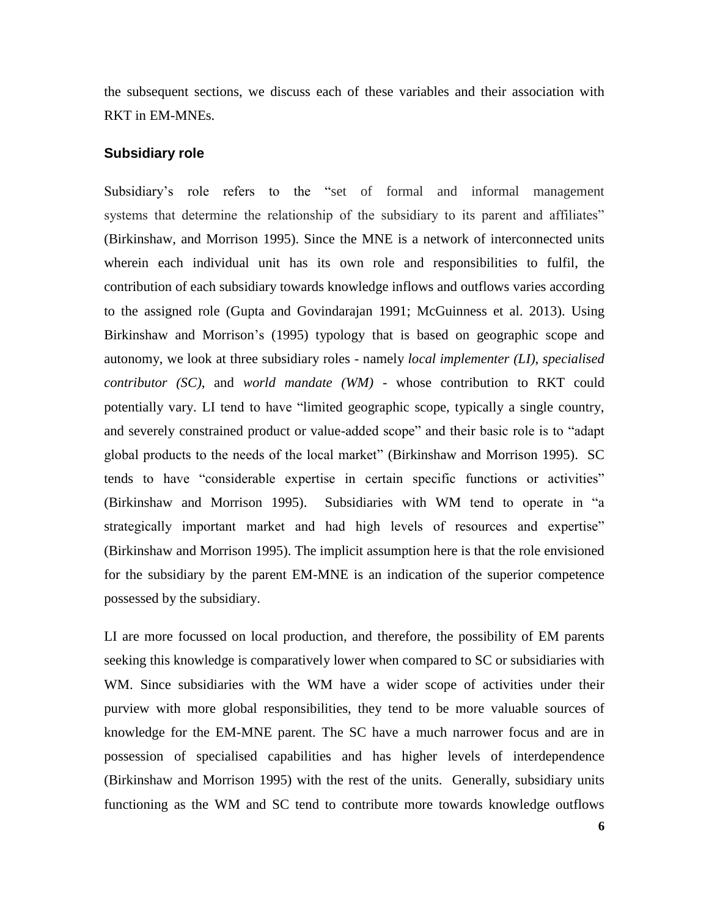the subsequent sections, we discuss each of these variables and their association with RKT in EM-MNEs.

### Subsidiary role

Subsidiary's role refers to the "set of formal and informal management systems that determine the relationship of the subsidiary to its parent and affiliates" (Birkinshaw, and Morrison 1995). Since the MNE is a network of interconnected units wherein each individual unit has its own role and responsibilities to fulfil, the contribution of each subsidiary towards knowledge inflows and outflows varies according to the assigned role (Gupta and Govindarajan 1991; McGuinness et al. 2013). Using Birkinshaw and Morrison's (1995) typology that is based on geographic scope and autonomy, we look at three subsidiary roles - namely *local implementer (LI)*, *specialised contributor (SC)*, and *world mandate (WM)* - whose contribution to RKT could potentially vary. LI tend to have "limited geographic scope, typically a single country, and severely constrained product or value-added scope" and their basic role is to "adapt global products to the needs of the local market" (Birkinshaw and Morrison 1995). SC tends to have "considerable expertise in certain specific functions or activities" (Birkinshaw and Morrison 1995). Subsidiaries with WM tend to operate in "a strategically important market and had high levels of resources and expertise" (Birkinshaw and Morrison 1995). The implicit assumption here is that the role envisioned for the subsidiary by the parent EM-MNE is an indication of the superior competence possessed by the subsidiary.

LI are more focussed on local production, and therefore, the possibility of EM parents seeking this knowledge is comparatively lower when compared to SC or subsidiaries with WM. Since subsidiaries with the WM have a wider scope of activities under their purview with more global responsibilities, they tend to be more valuable sources of knowledge for the EM-MNE parent. The SC have a much narrower focus and are in possession of specialised capabilities and has higher levels of interdependence (Birkinshaw and Morrison 1995) with the rest of the units. Generally, subsidiary units functioning as the WM and SC tend to contribute more towards knowledge outflows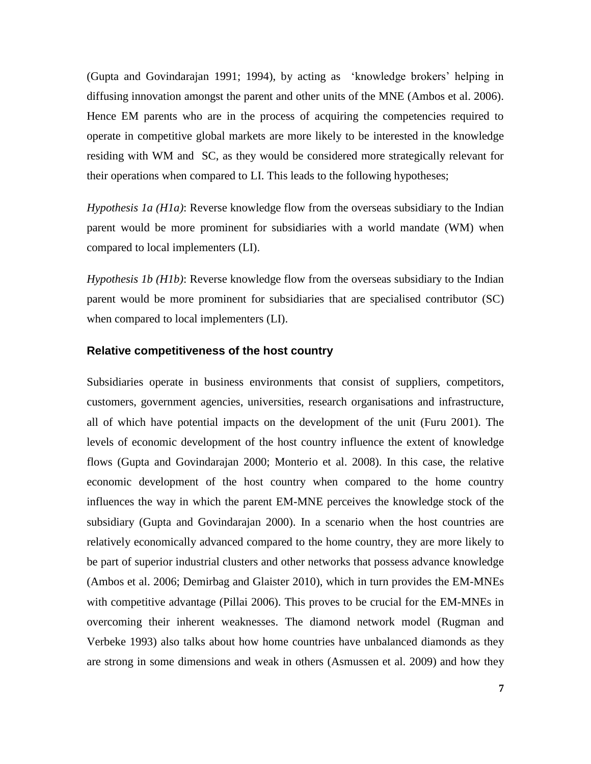(Gupta and Govindarajan 1991; 1994), by acting as 'knowledge brokers' helping in diffusing innovation amongst the parent and other units of the MNE (Ambos et al. 2006). Hence EM parents who are in the process of acquiring the competencies required to operate in competitive global markets are more likely to be interested in the knowledge residing with WM and SC, as they would be considered more strategically relevant for their operations when compared to LI. This leads to the following hypotheses;

*Hypothesis 1a (H1a)*: Reverse knowledge flow from the overseas subsidiary to the Indian parent would be more prominent for subsidiaries with a world mandate (WM) when compared to local implementers (LI).

*Hypothesis 1b (H1b)*: Reverse knowledge flow from the overseas subsidiary to the Indian parent would be more prominent for subsidiaries that are specialised contributor (SC) when compared to local implementers (LI).

### Relative competitiveness of the host country

Subsidiaries operate in business environments that consist of suppliers, competitors, customers, government agencies, universities, research organisations and infrastructure, all of which have potential impacts on the development of the unit (Furu 2001). The levels of economic development of the host country influence the extent of knowledge flows (Gupta and Govindarajan 2000; Monterio et al. 2008). In this case, the relative economic development of the host country when compared to the home country influences the way in which the parent EM-MNE perceives the knowledge stock of the subsidiary (Gupta and Govindarajan 2000). In a scenario when the host countries are relatively economically advanced compared to the home country, they are more likely to be part of superior industrial clusters and other networks that possess advance knowledge (Ambos et al. 2006; Demirbag and Glaister 2010), which in turn provides the EM-MNEs with competitive advantage (Pillai 2006). This proves to be crucial for the EM-MNEs in overcoming their inherent weaknesses. The diamond network model (Rugman and Verbeke 1993) also talks about how home countries have unbalanced diamonds as they are strong in some dimensions and weak in others (Asmussen et al. 2009) and how they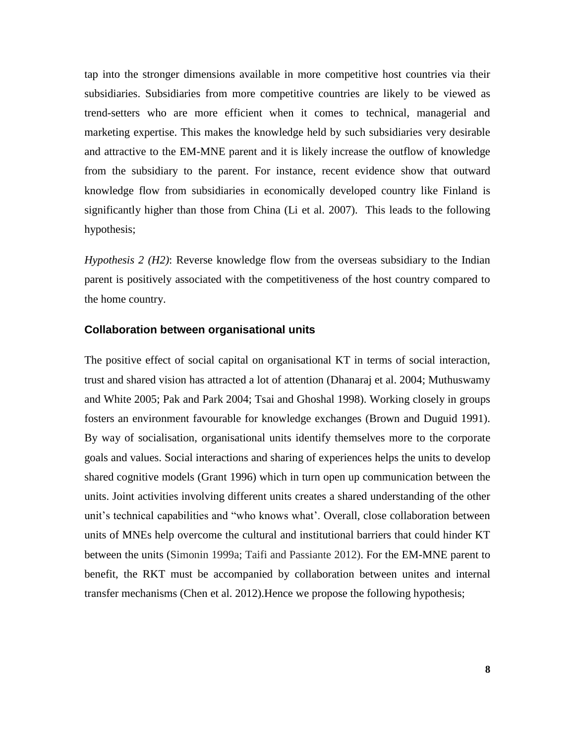tap into the stronger dimensions available in more competitive host countries via their subsidiaries. Subsidiaries from more competitive countries are likely to be viewed as trend-setters who are more efficient when it comes to technical, managerial and marketing expertise. This makes the knowledge held by such subsidiaries very desirable and attractive to the EM-MNE parent and it is likely increase the outflow of knowledge from the subsidiary to the parent. For instance, recent evidence show that outward knowledge flow from subsidiaries in economically developed country like Finland is significantly higher than those from China (Li et al. 2007). This leads to the following hypothesis;

*Hypothesis 2 (H2)*: Reverse knowledge flow from the overseas subsidiary to the Indian parent is positively associated with the competitiveness of the host country compared to the home country.

### Collaboration between organisational units

The positive effect of social capital on organisational KT in terms of social interaction, trust and shared vision has attracted a lot of attention (Dhanaraj et al. 2004; Muthuswamy and White 2005; Pak and Park 2004; Tsai and Ghoshal 1998). Working closely in groups fosters an environment favourable for knowledge exchanges (Brown and Duguid 1991). By way of socialisation, organisational units identify themselves more to the corporate goals and values. Social interactions and sharing of experiences helps the units to develop shared cognitive models (Grant 1996) which in turn open up communication between the units. Joint activities involving different units creates a shared understanding of the other unit's technical capabilities and "who knows what'. Overall, close collaboration between units of MNEs help overcome the cultural and institutional barriers that could hinder KT between the units (Simonin 1999a; Taifi and Passiante 2012). For the EM-MNE parent to benefit, the RKT must be accompanied by collaboration between unites and internal transfer mechanisms (Chen et al. 2012).Hence we propose the following hypothesis;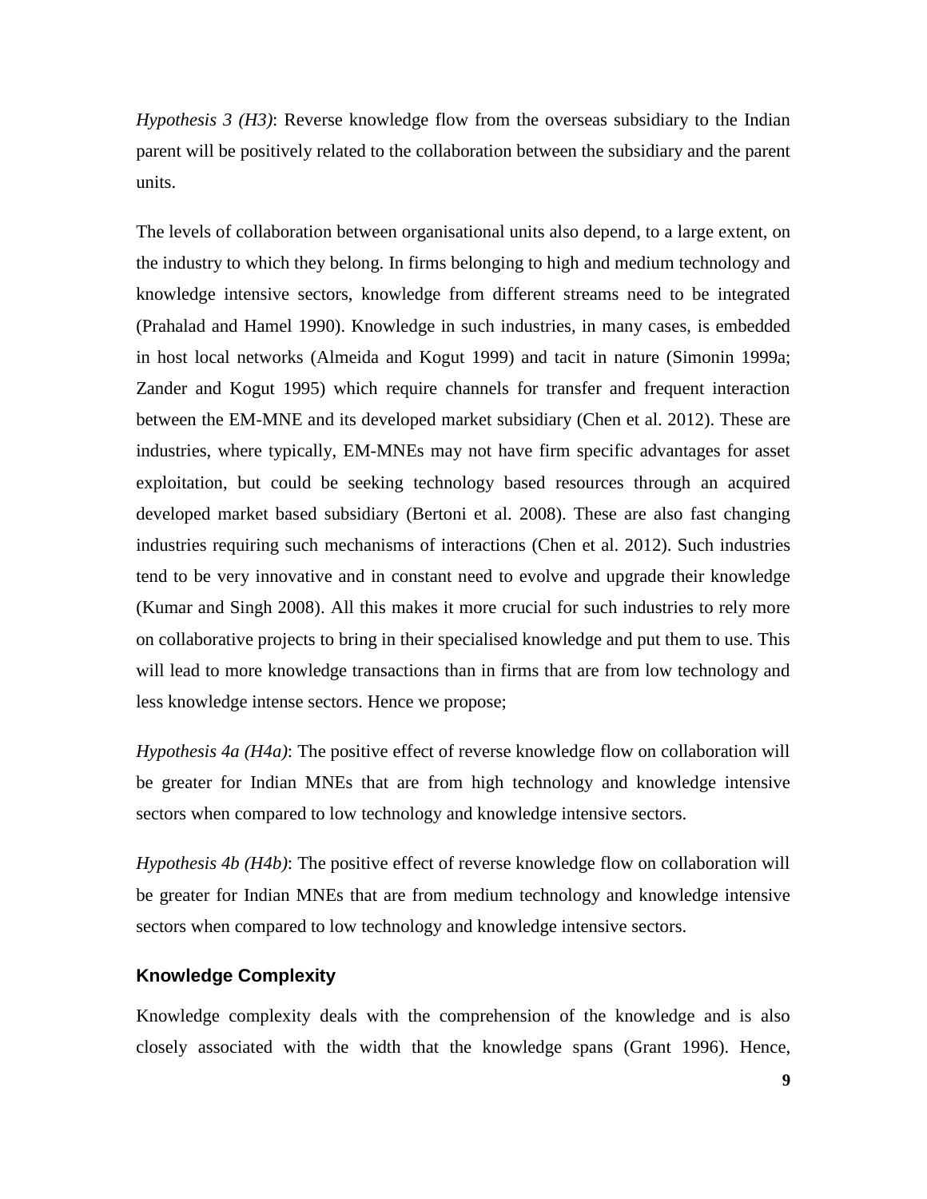*Hypothesis 3 (H3)*: Reverse knowledge flow from the overseas subsidiary to the Indian parent will be positively related to the collaboration between the subsidiary and the parent units.

The levels of collaboration between organisational units also depend, to a large extent, on the industry to which they belong. In firms belonging to high and medium technology and knowledge intensive sectors, knowledge from different streams need to be integrated (Prahalad and Hamel 1990). Knowledge in such industries, in many cases, is embedded in host local networks (Almeida and Kogut 1999) and tacit in nature (Simonin 1999a; Zander and Kogut 1995) which require channels for transfer and frequent interaction between the EM-MNE and its developed market subsidiary (Chen et al. 2012). These are industries, where typically, EM-MNEs may not have firm specific advantages for asset exploitation, but could be seeking technology based resources through an acquired developed market based subsidiary (Bertoni et al. 2008). These are also fast changing industries requiring such mechanisms of interactions (Chen et al. 2012). Such industries tend to be very innovative and in constant need to evolve and upgrade their knowledge (Kumar and Singh 2008). All this makes it more crucial for such industries to rely more on collaborative projects to bring in their specialised knowledge and put them to use. This will lead to more knowledge transactions than in firms that are from low technology and less knowledge intense sectors. Hence we propose;

*Hypothesis 4a (H4a)*: The positive effect of reverse knowledge flow on collaboration will be greater for Indian MNEs that are from high technology and knowledge intensive sectors when compared to low technology and knowledge intensive sectors.

*Hypothesis 4b (H4b)*: The positive effect of reverse knowledge flow on collaboration will be greater for Indian MNEs that are from medium technology and knowledge intensive sectors when compared to low technology and knowledge intensive sectors.

### Knowledge Complexity

Knowledge complexity deals with the comprehension of the knowledge and is also closely associated with the width that the knowledge spans (Grant 1996). Hence,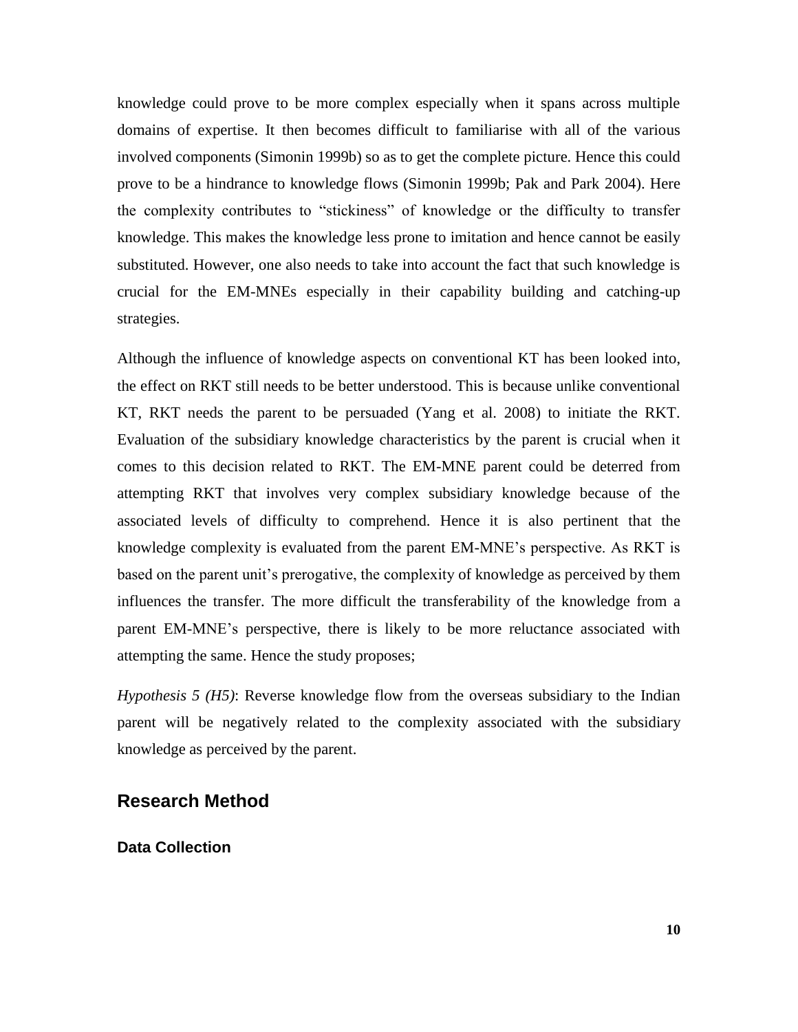knowledge could prove to be more complex especially when it spans across multiple domains of expertise. It then becomes difficult to familiarise with all of the various involved components (Simonin 1999b) so as to get the complete picture. Hence this could prove to be a hindrance to knowledge flows (Simonin 1999b; Pak and Park 2004). Here the complexity contributes to "stickiness" of knowledge or the difficulty to transfer knowledge. This makes the knowledge less prone to imitation and hence cannot be easily substituted. However, one also needs to take into account the fact that such knowledge is crucial for the EM-MNEs especially in their capability building and catching-up strategies.

Although the influence of knowledge aspects on conventional KT has been looked into, the effect on RKT still needs to be better understood. This is because unlike conventional KT, RKT needs the parent to be persuaded (Yang et al. 2008) to initiate the RKT. Evaluation of the subsidiary knowledge characteristics by the parent is crucial when it comes to this decision related to RKT. The EM-MNE parent could be deterred from attempting RKT that involves very complex subsidiary knowledge because of the associated levels of difficulty to comprehend. Hence it is also pertinent that the knowledge complexity is evaluated from the parent EM-MNE's perspective. As RKT is based on the parent unit's prerogative, the complexity of knowledge as perceived by them influences the transfer. The more difficult the transferability of the knowledge from a parent EM-MNE's perspective, there is likely to be more reluctance associated with attempting the same. Hence the study proposes;

*Hypothesis 5 (H5)*: Reverse knowledge flow from the overseas subsidiary to the Indian parent will be negatively related to the complexity associated with the subsidiary knowledge as perceived by the parent.

## Research Method

### Data Collection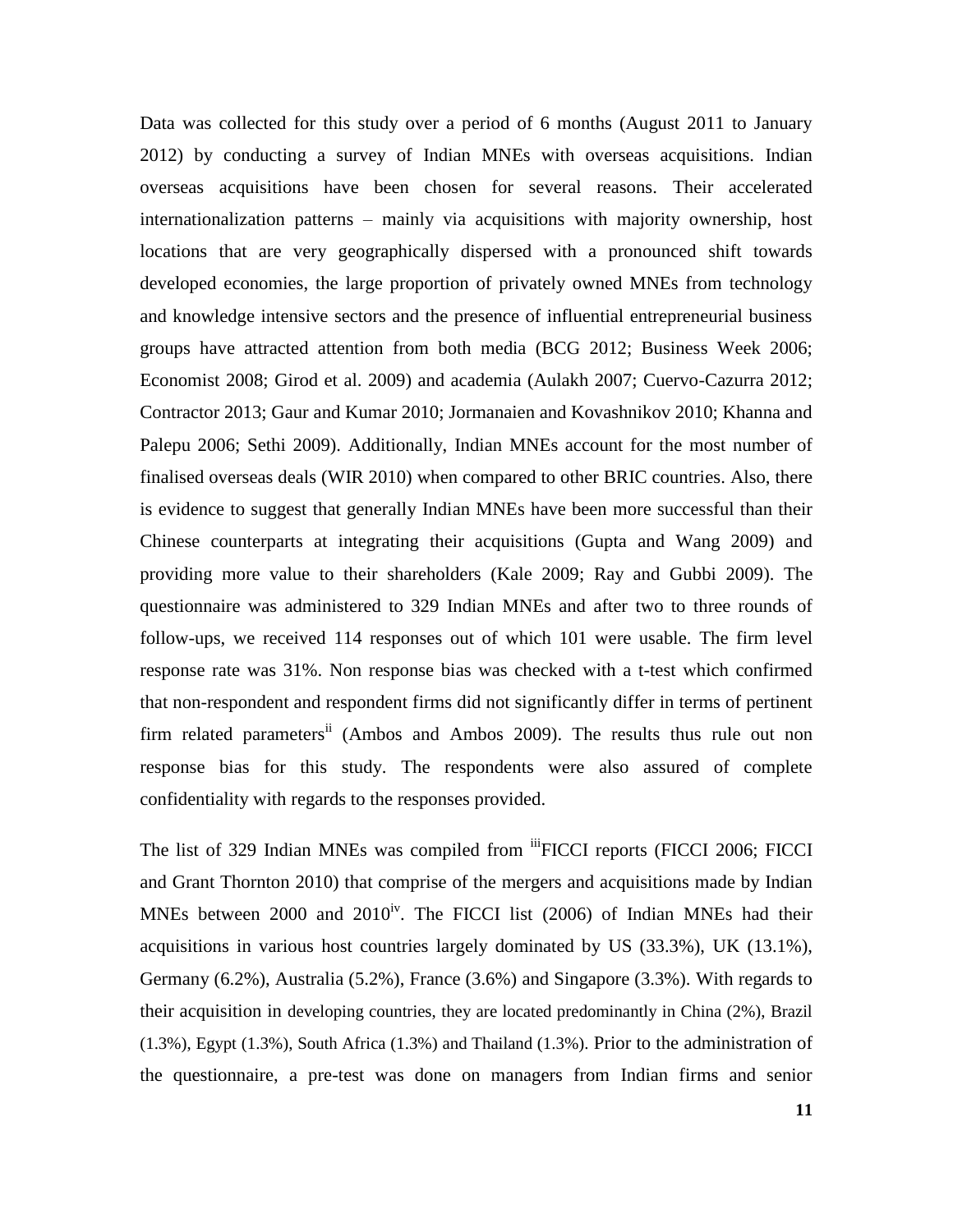Data was collected for this study over a period of 6 months (August 2011 to January 2012) by conducting a survey of Indian MNEs with overseas acquisitions. Indian overseas acquisitions have been chosen for several reasons. Their accelerated internationalization patterns – mainly via acquisitions with majority ownership, host locations that are very geographically dispersed with a pronounced shift towards developed economies, the large proportion of privately owned MNEs from technology and knowledge intensive sectors and the presence of influential entrepreneurial business groups have attracted attention from both media (BCG 2012; Business Week 2006; Economist 2008; Girod et al. 2009) and academia (Aulakh 2007; Cuervo-Cazurra 2012; Contractor 2013; Gaur and Kumar 2010; Jormanaien and Kovashnikov 2010; Khanna and Palepu 2006; Sethi 2009). Additionally, Indian MNEs account for the most number of finalised overseas deals (WIR 2010) when compared to other BRIC countries. Also, there is evidence to suggest that generally Indian MNEs have been more successful than their Chinese counterparts at integrating their acquisitions (Gupta and Wang 2009) and providing more value to their shareholders (Kale 2009; Ray and Gubbi 2009). The questionnaire was administered to 329 Indian MNEs and after two to three rounds of follow-ups, we received 114 responses out of which 101 were usable. The firm level response rate was 31%. Non response bias was checked with a t-test which confirmed that non-respondent and respondent firms did not significantly differ in terms of pertinent firm related parameters[ii] (Ambos and Ambos 2009). The results thus rule out non response bias for this study. The respondents were also assured of complete confidentiality with regards to the responses provided.

The list of 329 Indian MNEs was compiled from [iii]FICCI reports (FICCI 2006; FICCI and Grant Thornton 2010) that comprise of the mergers and acquisitions made by Indian MNEs between 2000 and 2010[iv]. The FICCI list (2006) of Indian MNEs had their acquisitions in various host countries largely dominated by US (33.3%), UK (13.1%), Germany (6.2%), Australia (5.2%), France (3.6%) and Singapore (3.3%). With regards to their acquisition in developing countries, they are located predominantly in China (2%), Brazil (1.3%), Egypt (1.3%), South Africa (1.3%) and Thailand (1.3%). Prior to the administration of the questionnaire, a pre-test was done on managers from Indian firms and senior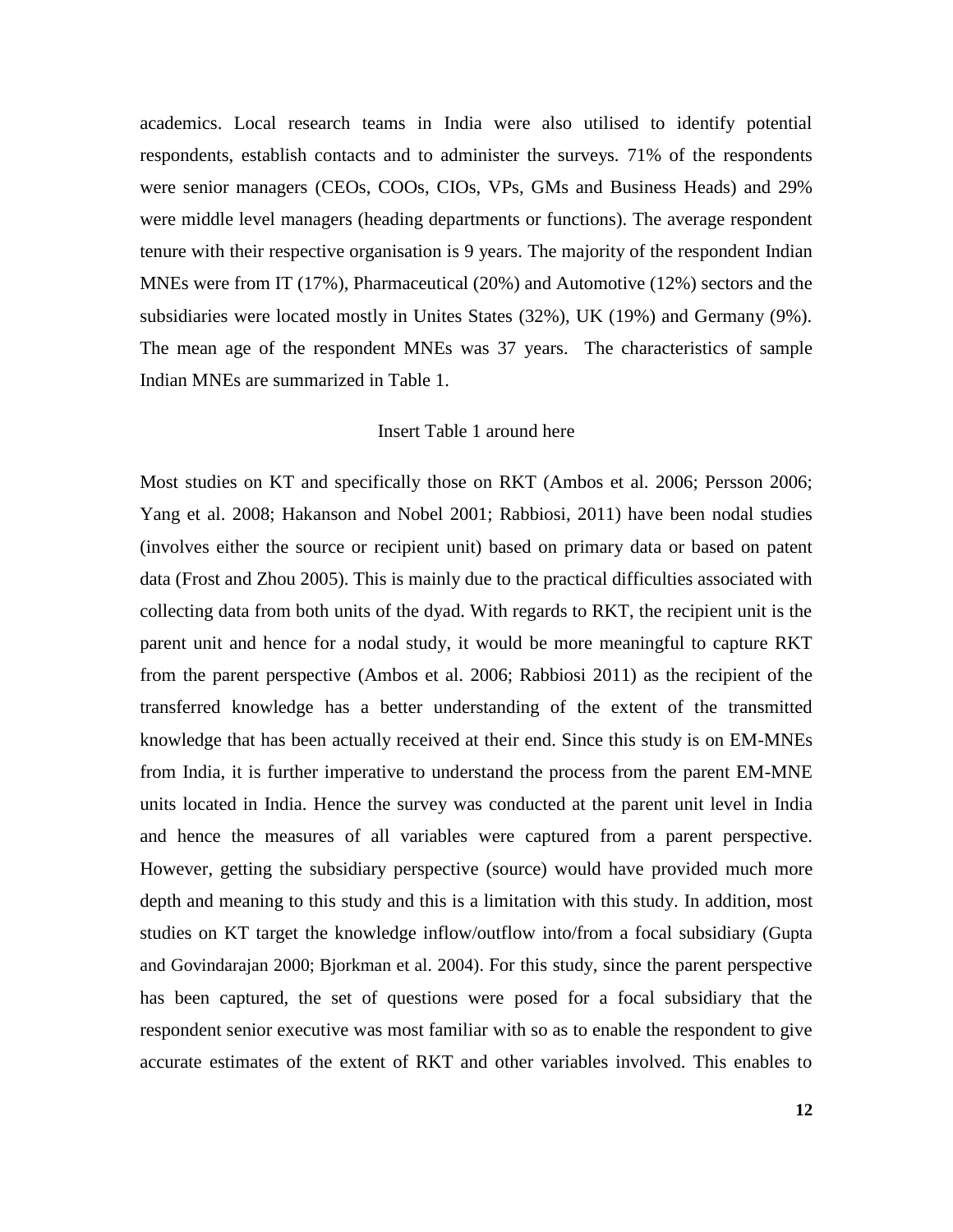academics. Local research teams in India were also utilised to identify potential respondents, establish contacts and to administer the surveys. 71% of the respondents were senior managers (CEOs, COOs, CIOs, VPs, GMs and Business Heads) and 29% were middle level managers (heading departments or functions). The average respondent tenure with their respective organisation is 9 years. The majority of the respondent Indian MNEs were from IT (17%), Pharmaceutical (20%) and Automotive (12%) sectors and the subsidiaries were located mostly in Unites States (32%), UK (19%) and Germany (9%). The mean age of the respondent MNEs was 37 years. The characteristics of sample Indian MNEs are summarized in Table 1.

Insert Table 1 around here

Most studies on KT and specifically those on RKT (Ambos et al. 2006; Persson 2006; Yang et al. 2008; Hakanson and Nobel 2001; Rabbiosi, 2011) have been nodal studies (involves either the source or recipient unit) based on primary data or based on patent data (Frost and Zhou 2005). This is mainly due to the practical difficulties associated with collecting data from both units of the dyad. With regards to RKT, the recipient unit is the parent unit and hence for a nodal study, it would be more meaningful to capture RKT from the parent perspective (Ambos et al. 2006; Rabbiosi 2011) as the recipient of the transferred knowledge has a better understanding of the extent of the transmitted knowledge that has been actually received at their end. Since this study is on EM-MNEs from India, it is further imperative to understand the process from the parent EM-MNE units located in India. Hence the survey was conducted at the parent unit level in India and hence the measures of all variables were captured from a parent perspective. However, getting the subsidiary perspective (source) would have provided much more depth and meaning to this study and this is a limitation with this study. In addition, most studies on KT target the knowledge inflow/outflow into/from a focal subsidiary (Gupta and Govindarajan 2000; Bjorkman et al. 2004). For this study, since the parent perspective has been captured, the set of questions were posed for a focal subsidiary that the respondent senior executive was most familiar with so as to enable the respondent to give accurate estimates of the extent of RKT and other variables involved. This enables to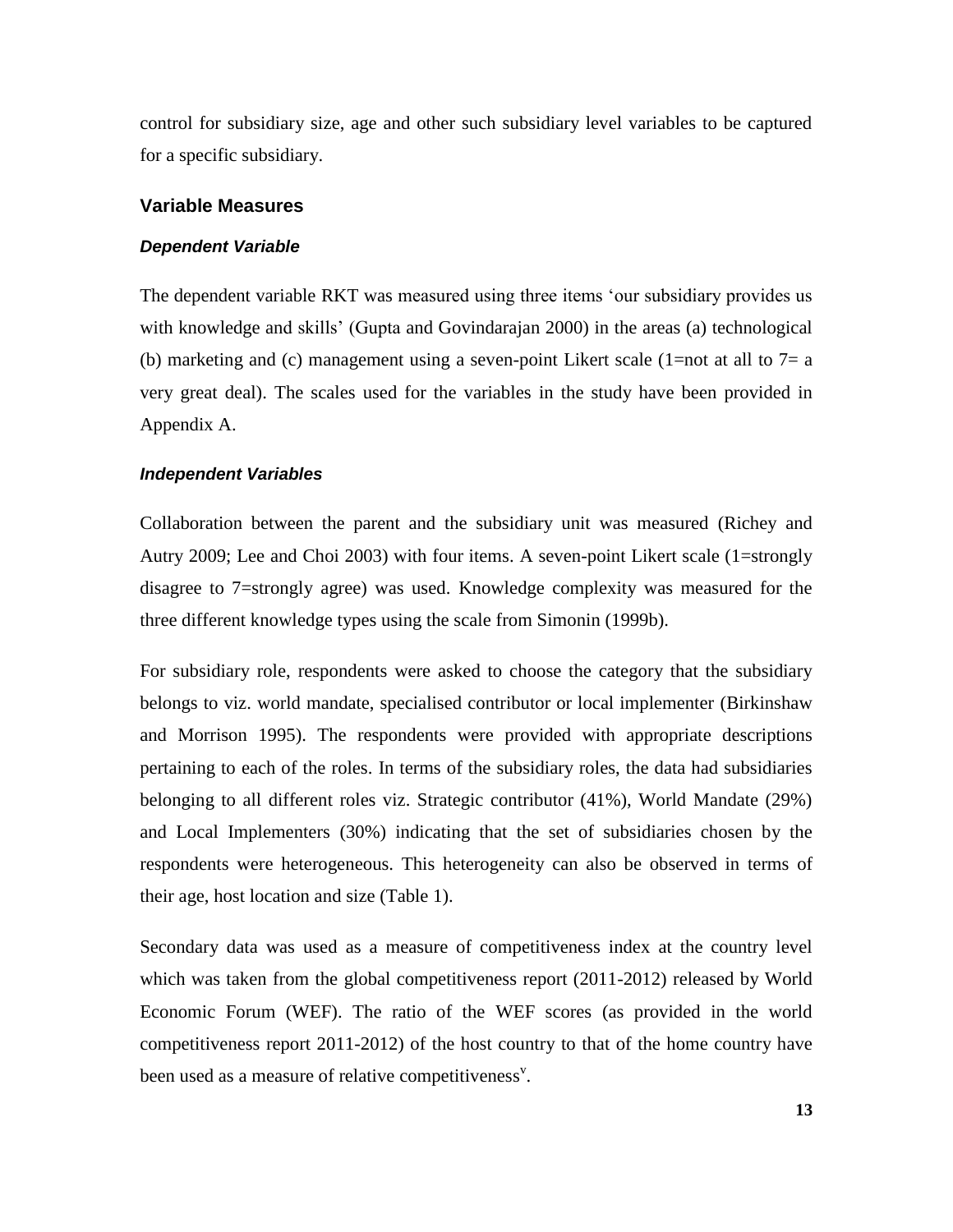control for subsidiary size, age and other such subsidiary level variables to be captured for a specific subsidiary.

## Variable Measures

### *Dependent Variable*

The dependent variable RKT was measured using three items 'our subsidiary provides us with knowledge and skills' (Gupta and Govindarajan 2000) in the areas (a) technological (b) marketing and (c) management using a seven-point Likert scale (1=not at all to 7= a very great deal). The scales used for the variables in the study have been provided in Appendix A.

### *Independent Variables*

Collaboration between the parent and the subsidiary unit was measured (Richey and Autry 2009; Lee and Choi 2003) with four items. A seven-point Likert scale (1=strongly disagree to 7=strongly agree) was used. Knowledge complexity was measured for the three different knowledge types using the scale from Simonin (1999b).

For subsidiary role, respondents were asked to choose the category that the subsidiary belongs to viz. world mandate, specialised contributor or local implementer (Birkinshaw and Morrison 1995). The respondents were provided with appropriate descriptions pertaining to each of the roles. In terms of the subsidiary roles, the data had subsidiaries belonging to all different roles viz. Strategic contributor (41%), World Mandate (29%) and Local Implementers (30%) indicating that the set of subsidiaries chosen by the respondents were heterogeneous. This heterogeneity can also be observed in terms of their age, host location and size (Table 1).

Secondary data was used as a measure of competitiveness index at the country level which was taken from the global competitiveness report (2011-2012) released by World Economic Forum (WEF). The ratio of the WEF scores (as provided in the world competitiveness report 2011-2012) of the host country to that of the home country have been used as a measure of relative competitiveness[v].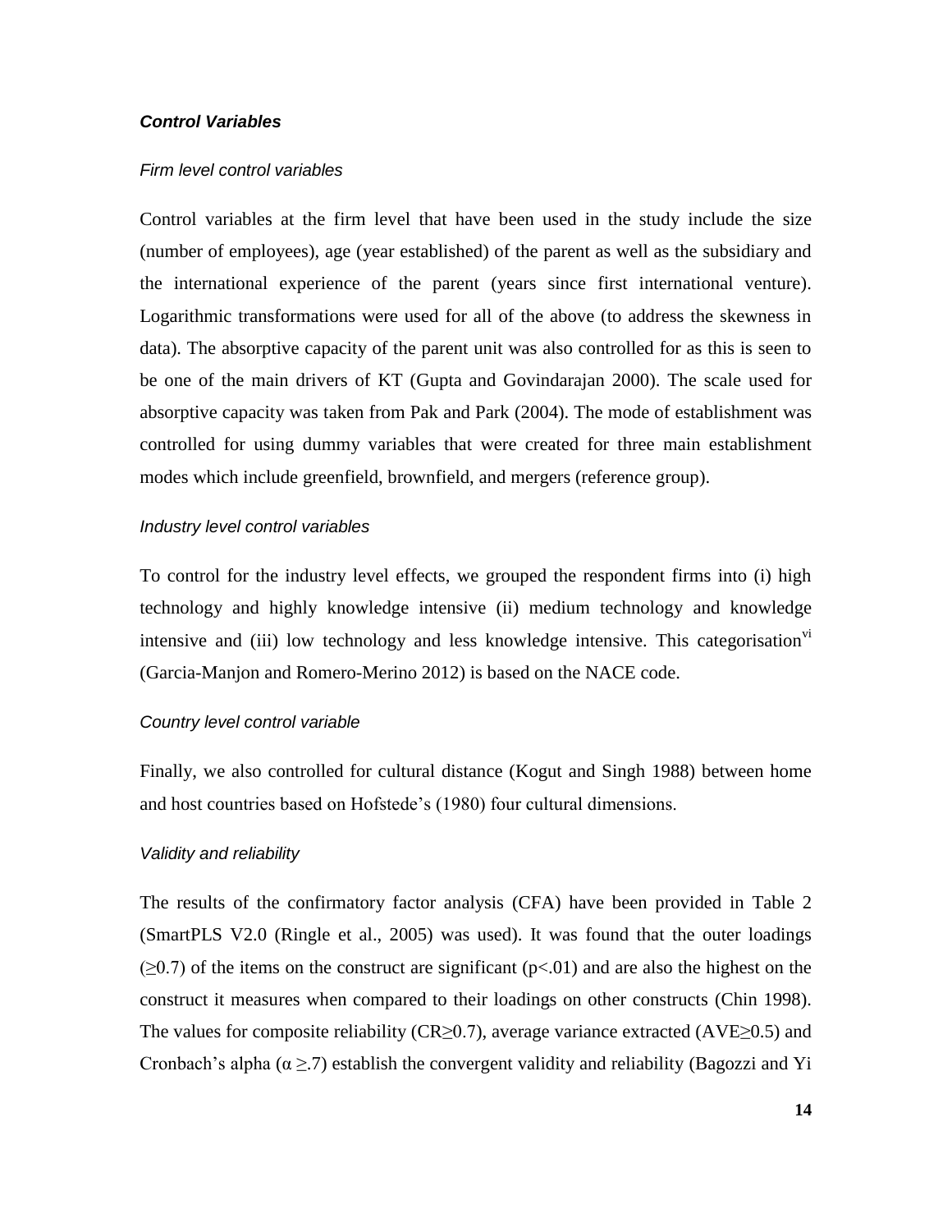### *Control Variables*

#### *Firm level control variables*

Control variables at the firm level that have been used in the study include the size (number of employees), age (year established) of the parent as well as the subsidiary and the international experience of the parent (years since first international venture). Logarithmic transformations were used for all of the above (to address the skewness in data). The absorptive capacity of the parent unit was also controlled for as this is seen to be one of the main drivers of KT (Gupta and Govindarajan 2000). The scale used for absorptive capacity was taken from Pak and Park (2004). The mode of establishment was controlled for using dummy variables that were created for three main establishment modes which include greenfield, brownfield, and mergers (reference group).

#### *Industry level control variables*

To control for the industry level effects, we grouped the respondent firms into (i) high technology and highly knowledge intensive (ii) medium technology and knowledge intensive and (iii) low technology and less knowledge intensive. This categorisation[vi] (Garcia-Manjon and Romero-Merino 2012) is based on the NACE code.

#### *Country level control variable*

Finally, we also controlled for cultural distance (Kogut and Singh 1988) between home and host countries based on Hofstede's (1980) four cultural dimensions.

#### *Validity and reliability*

The results of the confirmatory factor analysis (CFA) have been provided in Table 2 (SmartPLS V2.0 (Ringle et al., 2005) was used). It was found that the outer loadings ($\geq 0.7$) of the items on the construct are significant ($p<.01$) and are also the highest on the construct it measures when compared to their loadings on other constructs (Chin 1998). The values for composite reliability ($CR \geq 0.7$), average variance extracted ($AVE \geq 0.5$) and Cronbach's alpha ($\alpha \geq .7$) establish the convergent validity and reliability (Bagozzi and Yi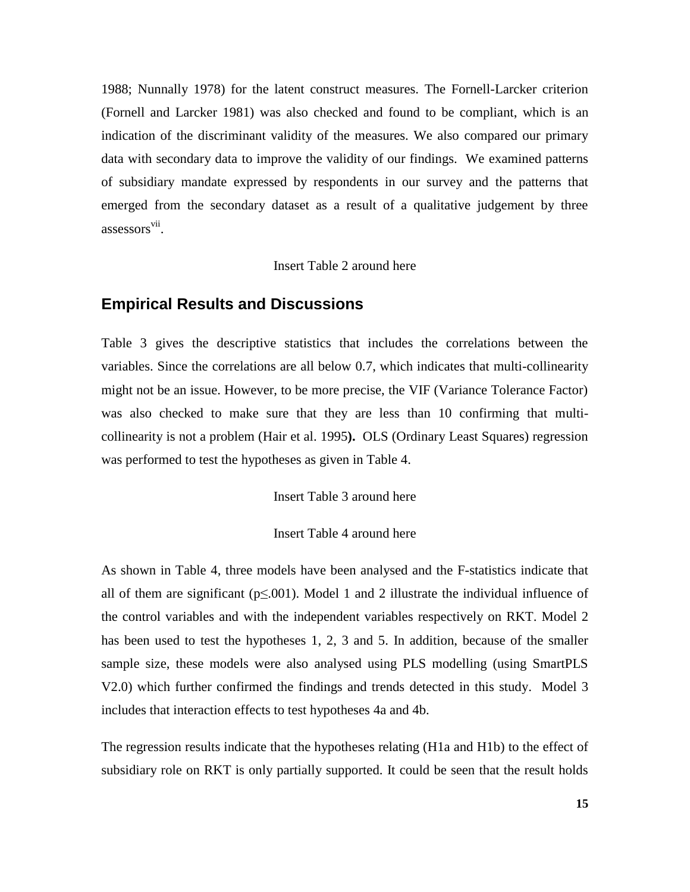1988; Nunnally 1978) for the latent construct measures. The Fornell-Larcker criterion (Fornell and Larcker 1981) was also checked and found to be compliant, which is an indication of the discriminant validity of the measures. We also compared our primary data with secondary data to improve the validity of our findings. We examined patterns of subsidiary mandate expressed by respondents in our survey and the patterns that emerged from the secondary dataset as a result of a qualitative judgement by three assessors[vii].

Insert Table 2 around here

## Empirical Results and Discussions

Table 3 gives the descriptive statistics that includes the correlations between the variables. Since the correlations are all below 0.7, which indicates that multi-collinearity might not be an issue. However, to be more precise, the VIF (Variance Tolerance Factor) was also checked to make sure that they are less than 10 confirming that multi-collinearity is not a problem (Hair et al. 1995**).** OLS (Ordinary Least Squares) regression was performed to test the hypotheses as given in Table 4.

Insert Table 3 around here

Insert Table 4 around here

As shown in Table 4, three models have been analysed and the F-statistics indicate that all of them are significant ($p \leq .001$). Model 1 and 2 illustrate the individual influence of the control variables and with the independent variables respectively on RKT. Model 2 has been used to test the hypotheses 1, 2, 3 and 5. In addition, because of the smaller sample size, these models were also analysed using PLS modelling (using SmartPLS V2.0) which further confirmed the findings and trends detected in this study. Model 3 includes that interaction effects to test hypotheses 4a and 4b.

The regression results indicate that the hypotheses relating (H1a and H1b) to the effect of subsidiary role on RKT is only partially supported. It could be seen that the result holds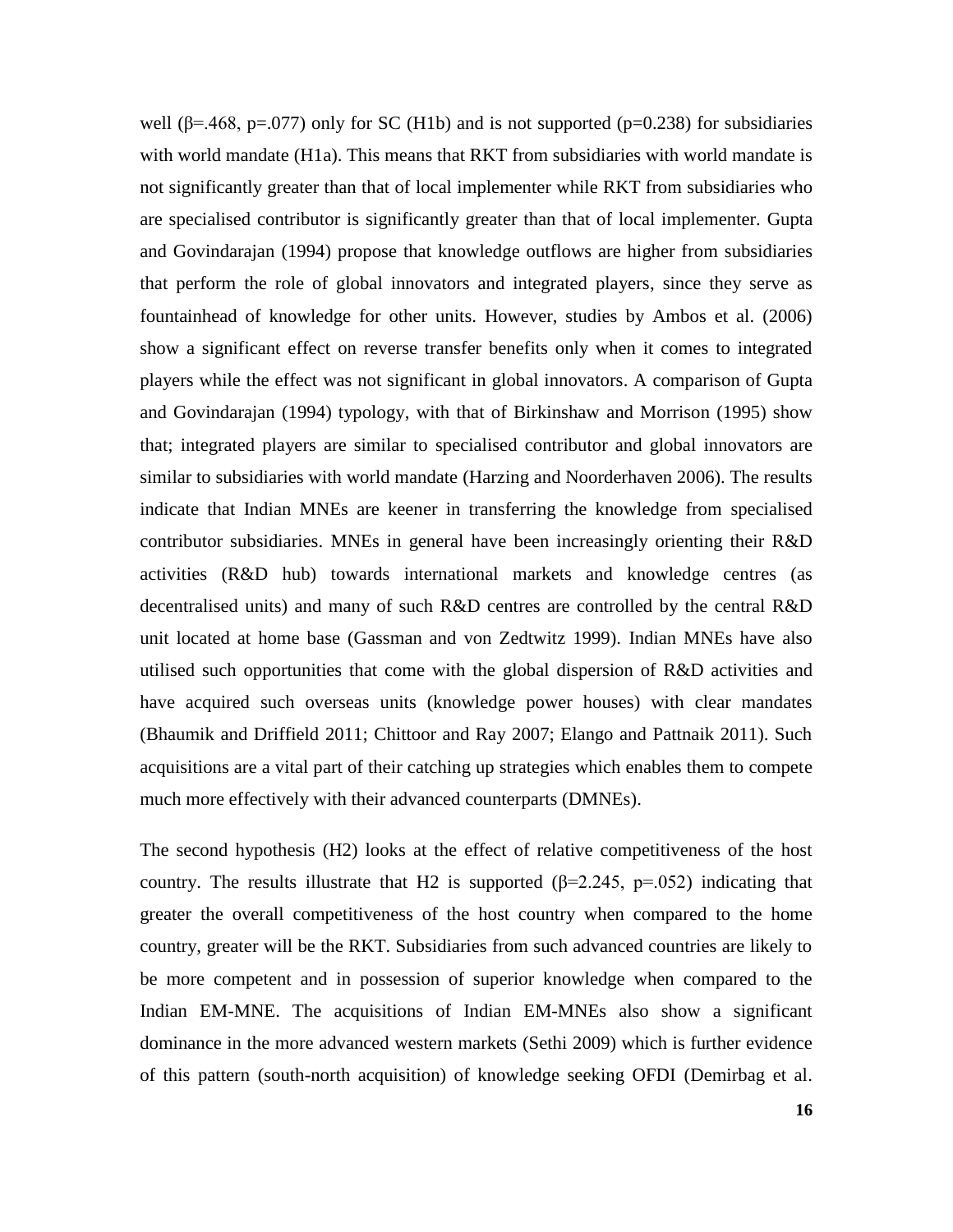well ($\beta$=.468, p=.077) only for SC (H1b) and is not supported (p=0.238) for subsidiaries with world mandate (H1a). This means that RKT from subsidiaries with world mandate is not significantly greater than that of local implementer while RKT from subsidiaries who are specialised contributor is significantly greater than that of local implementer. Gupta and Govindarajan (1994) propose that knowledge outflows are higher from subsidiaries that perform the role of global innovators and integrated players, since they serve as fountainhead of knowledge for other units. However, studies by Ambos et al. (2006) show a significant effect on reverse transfer benefits only when it comes to integrated players while the effect was not significant in global innovators. A comparison of Gupta and Govindarajan (1994) typology, with that of Birkinshaw and Morrison (1995) show that; integrated players are similar to specialised contributor and global innovators are similar to subsidiaries with world mandate (Harzing and Noorderhaven 2006). The results indicate that Indian MNEs are keener in transferring the knowledge from specialised contributor subsidiaries. MNEs in general have been increasingly orienting their R&D activities (R&D hub) towards international markets and knowledge centres (as decentralised units) and many of such R&D centres are controlled by the central R&D unit located at home base (Gassman and von Zedtwitz 1999). Indian MNEs have also utilised such opportunities that come with the global dispersion of R&D activities and have acquired such overseas units (knowledge power houses) with clear mandates (Bhaumik and Driffield 2011; Chittoor and Ray 2007; Elango and Pattnaik 2011). Such acquisitions are a vital part of their catching up strategies which enables them to compete much more effectively with their advanced counterparts (DMNEs).

The second hypothesis (H2) looks at the effect of relative competitiveness of the host country. The results illustrate that H2 is supported ($\beta$=2.245, p=.052) indicating that greater the overall competitiveness of the host country when compared to the home country, greater will be the RKT. Subsidiaries from such advanced countries are likely to be more competent and in possession of superior knowledge when compared to the Indian EM-MNE. The acquisitions of Indian EM-MNEs also show a significant dominance in the more advanced western markets (Sethi 2009) which is further evidence of this pattern (south-north acquisition) of knowledge seeking OFDI (Demirbag et al.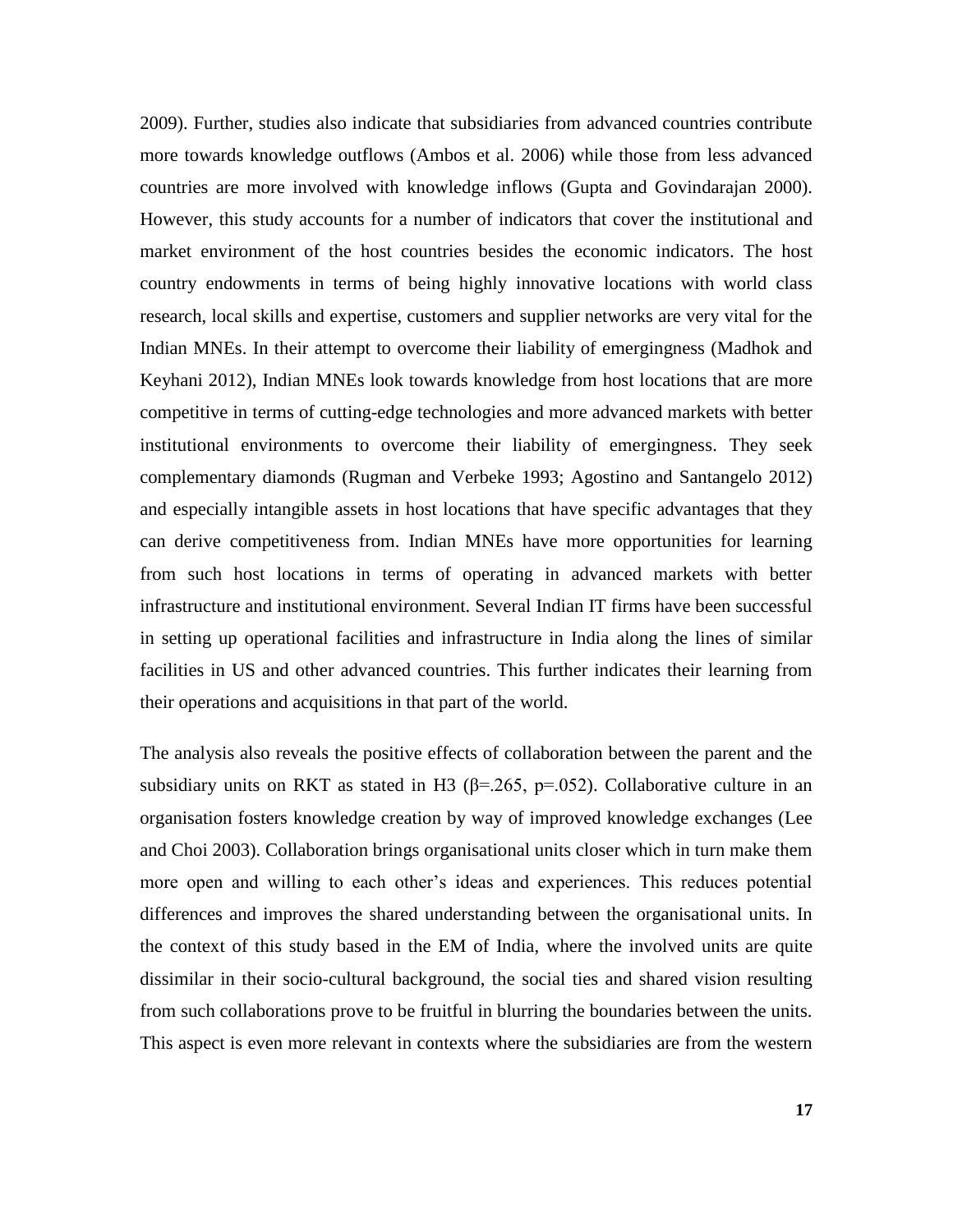2009). Further, studies also indicate that subsidiaries from advanced countries contribute more towards knowledge outflows (Ambos et al. 2006) while those from less advanced countries are more involved with knowledge inflows (Gupta and Govindarajan 2000). However, this study accounts for a number of indicators that cover the institutional and market environment of the host countries besides the economic indicators. The host country endowments in terms of being highly innovative locations with world class research, local skills and expertise, customers and supplier networks are very vital for the Indian MNEs. In their attempt to overcome their liability of emergingness (Madhok and Keyhani 2012), Indian MNEs look towards knowledge from host locations that are more competitive in terms of cutting-edge technologies and more advanced markets with better institutional environments to overcome their liability of emergingness. They seek complementary diamonds (Rugman and Verbeke 1993; Agostino and Santangelo 2012) and especially intangible assets in host locations that have specific advantages that they can derive competitiveness from. Indian MNEs have more opportunities for learning from such host locations in terms of operating in advanced markets with better infrastructure and institutional environment. Several Indian IT firms have been successful in setting up operational facilities and infrastructure in India along the lines of similar facilities in US and other advanced countries. This further indicates their learning from their operations and acquisitions in that part of the world.

The analysis also reveals the positive effects of collaboration between the parent and the subsidiary units on RKT as stated in H3 ($\beta$=.265, $p$=.052). Collaborative culture in an organisation fosters knowledge creation by way of improved knowledge exchanges (Lee and Choi 2003). Collaboration brings organisational units closer which in turn make them more open and willing to each other's ideas and experiences. This reduces potential differences and improves the shared understanding between the organisational units. In the context of this study based in the EM of India, where the involved units are quite dissimilar in their socio-cultural background, the social ties and shared vision resulting from such collaborations prove to be fruitful in blurring the boundaries between the units. This aspect is even more relevant in contexts where the subsidiaries are from the western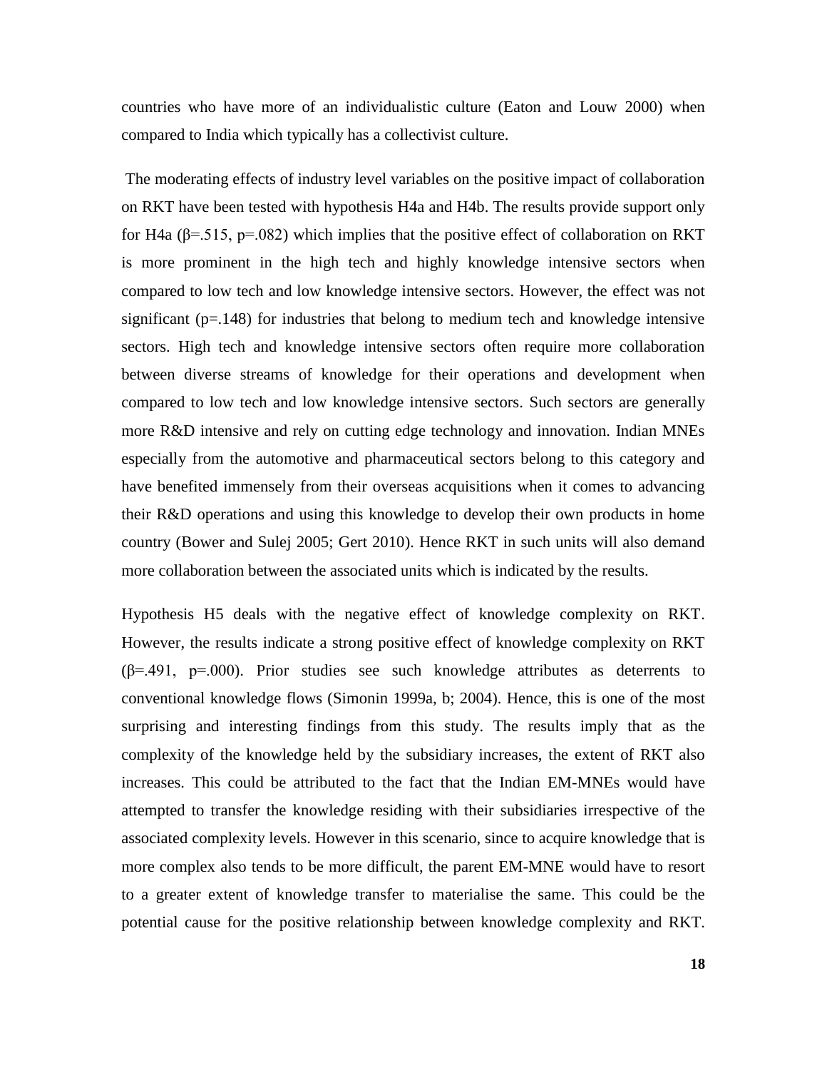countries who have more of an individualistic culture (Eaton and Louw 2000) when compared to India which typically has a collectivist culture.

The moderating effects of industry level variables on the positive impact of collaboration on RKT have been tested with hypothesis H4a and H4b. The results provide support only for H4a ($\beta$=.515, $p$=.082) which implies that the positive effect of collaboration on RKT is more prominent in the high tech and highly knowledge intensive sectors when compared to low tech and low knowledge intensive sectors. However, the effect was not significant ($p$=.148) for industries that belong to medium tech and knowledge intensive sectors. High tech and knowledge intensive sectors often require more collaboration between diverse streams of knowledge for their operations and development when compared to low tech and low knowledge intensive sectors. Such sectors are generally more R&D intensive and rely on cutting edge technology and innovation. Indian MNEs especially from the automotive and pharmaceutical sectors belong to this category and have benefited immensely from their overseas acquisitions when it comes to advancing their R&D operations and using this knowledge to develop their own products in home country (Bower and Sulej 2005; Gert 2010). Hence RKT in such units will also demand more collaboration between the associated units which is indicated by the results.

Hypothesis H5 deals with the negative effect of knowledge complexity on RKT. However, the results indicate a strong positive effect of knowledge complexity on RKT ($\beta$=.491, $p$=.000). Prior studies see such knowledge attributes as deterrents to conventional knowledge flows (Simonin 1999a, b; 2004). Hence, this is one of the most surprising and interesting findings from this study. The results imply that as the complexity of the knowledge held by the subsidiary increases, the extent of RKT also increases. This could be attributed to the fact that the Indian EM-MNEs would have attempted to transfer the knowledge residing with their subsidiaries irrespective of the associated complexity levels. However in this scenario, since to acquire knowledge that is more complex also tends to be more difficult, the parent EM-MNE would have to resort to a greater extent of knowledge transfer to materialise the same. This could be the potential cause for the positive relationship between knowledge complexity and RKT.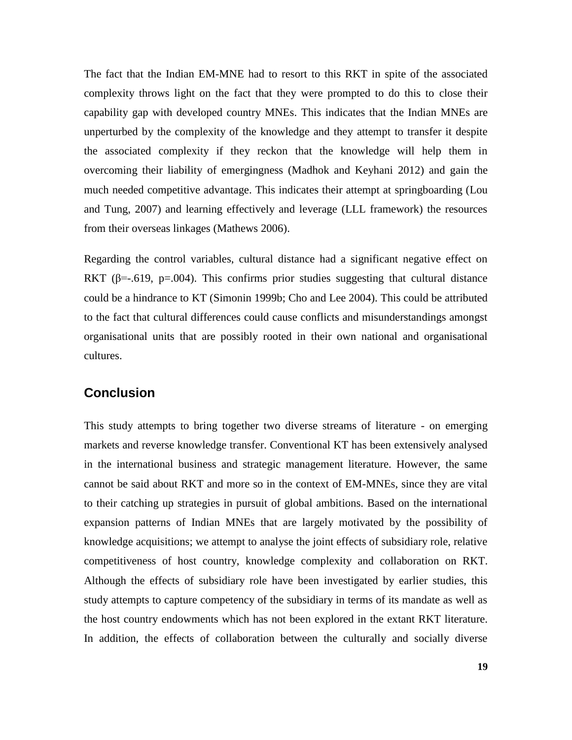The fact that the Indian EM-MNE had to resort to this RKT in spite of the associated complexity throws light on the fact that they were prompted to do this to close their capability gap with developed country MNEs. This indicates that the Indian MNEs are unperturbed by the complexity of the knowledge and they attempt to transfer it despite the associated complexity if they reckon that the knowledge will help them in overcoming their liability of emergingness (Madhok and Keyhani 2012) and gain the much needed competitive advantage. This indicates their attempt at springboarding (Lou and Tung, 2007) and learning effectively and leverage (LLL framework) the resources from their overseas linkages (Mathews 2006).

Regarding the control variables, cultural distance had a significant negative effect on RKT ($\beta$=-.619, p=.004). This confirms prior studies suggesting that cultural distance could be a hindrance to KT (Simonin 1999b; Cho and Lee 2004). This could be attributed to the fact that cultural differences could cause conflicts and misunderstandings amongst organisational units that are possibly rooted in their own national and organisational cultures.

## Conclusion

This study attempts to bring together two diverse streams of literature - on emerging markets and reverse knowledge transfer. Conventional KT has been extensively analysed in the international business and strategic management literature. However, the same cannot be said about RKT and more so in the context of EM-MNEs, since they are vital to their catching up strategies in pursuit of global ambitions. Based on the international expansion patterns of Indian MNEs that are largely motivated by the possibility of knowledge acquisitions; we attempt to analyse the joint effects of subsidiary role, relative competitiveness of host country, knowledge complexity and collaboration on RKT. Although the effects of subsidiary role have been investigated by earlier studies, this study attempts to capture competency of the subsidiary in terms of its mandate as well as the host country endowments which has not been explored in the extant RKT literature. In addition, the effects of collaboration between the culturally and socially diverse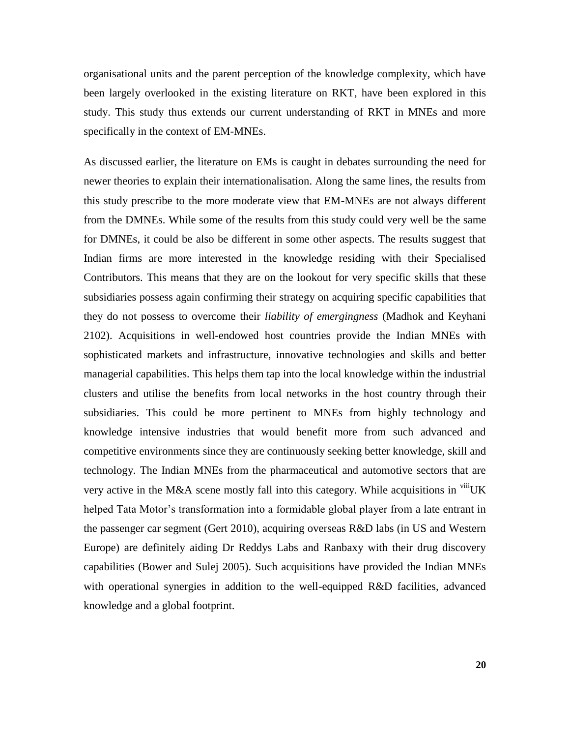organisational units and the parent perception of the knowledge complexity, which have been largely overlooked in the existing literature on RKT, have been explored in this study. This study thus extends our current understanding of RKT in MNEs and more specifically in the context of EM-MNEs.

As discussed earlier, the literature on EMs is caught in debates surrounding the need for newer theories to explain their internationalisation. Along the same lines, the results from this study prescribe to the more moderate view that EM-MNEs are not always different from the DMNEs. While some of the results from this study could very well be the same for DMNEs, it could be also be different in some other aspects. The results suggest that Indian firms are more interested in the knowledge residing with their Specialised Contributors. This means that they are on the lookout for very specific skills that these subsidiaries possess again confirming their strategy on acquiring specific capabilities that they do not possess to overcome their *liability of emergingness* (Madhok and Keyhani 2102). Acquisitions in well-endowed host countries provide the Indian MNEs with sophisticated markets and infrastructure, innovative technologies and skills and better managerial capabilities. This helps them tap into the local knowledge within the industrial clusters and utilise the benefits from local networks in the host country through their subsidiaries. This could be more pertinent to MNEs from highly technology and knowledge intensive industries that would benefit more from such advanced and competitive environments since they are continuously seeking better knowledge, skill and technology. The Indian MNEs from the pharmaceutical and automotive sectors that are very active in the M&A scene mostly fall into this category. While acquisitions in [viii]UK helped Tata Motor's transformation into a formidable global player from a late entrant in the passenger car segment (Gert 2010), acquiring overseas R&D labs (in US and Western Europe) are definitely aiding Dr Reddys Labs and Ranbaxy with their drug discovery capabilities (Bower and Sulej 2005). Such acquisitions have provided the Indian MNEs with operational synergies in addition to the well-equipped R&D facilities, advanced knowledge and a global footprint.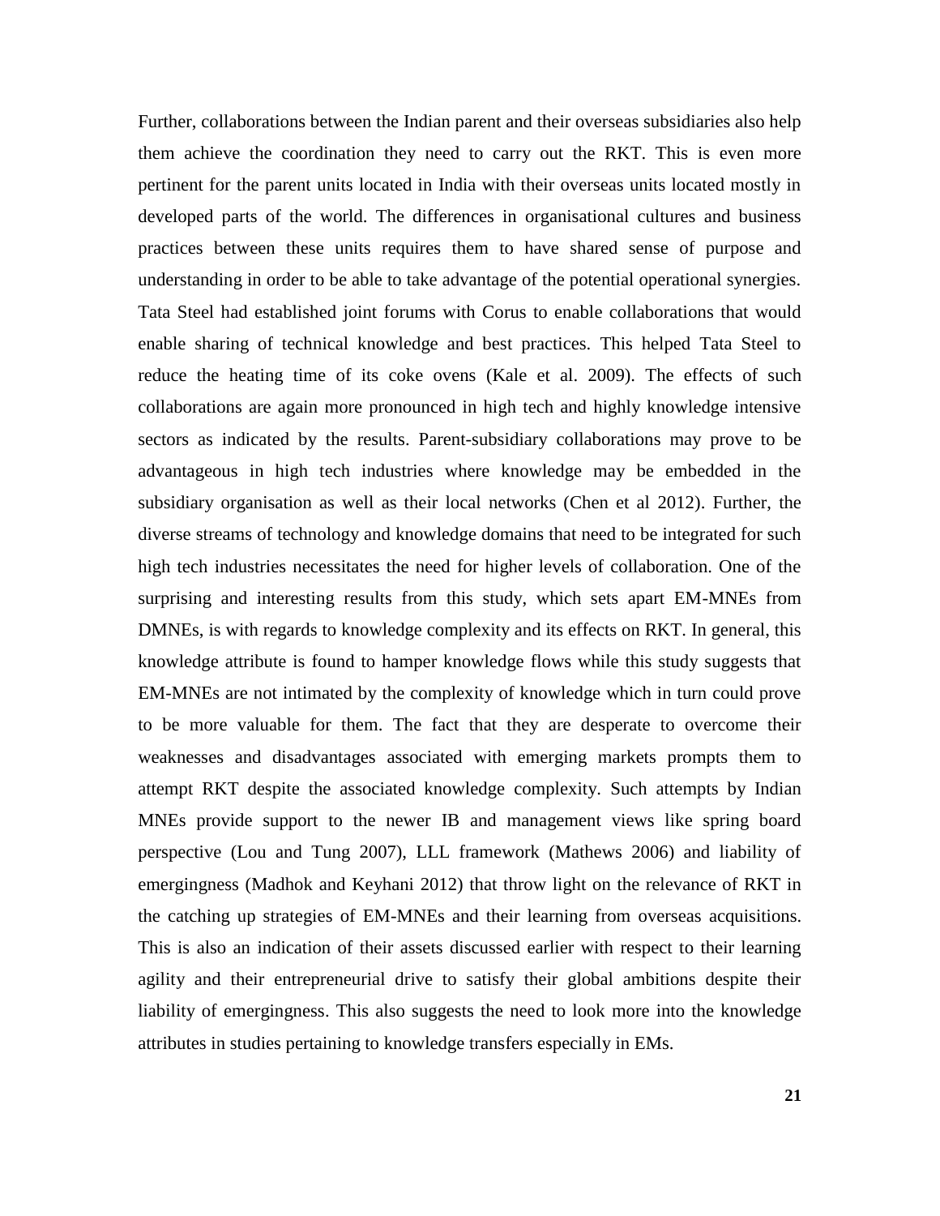Further, collaborations between the Indian parent and their overseas subsidiaries also help them achieve the coordination they need to carry out the RKT. This is even more pertinent for the parent units located in India with their overseas units located mostly in developed parts of the world. The differences in organisational cultures and business practices between these units requires them to have shared sense of purpose and understanding in order to be able to take advantage of the potential operational synergies. Tata Steel had established joint forums with Corus to enable collaborations that would enable sharing of technical knowledge and best practices. This helped Tata Steel to reduce the heating time of its coke ovens (Kale et al. 2009). The effects of such collaborations are again more pronounced in high tech and highly knowledge intensive sectors as indicated by the results. Parent-subsidiary collaborations may prove to be advantageous in high tech industries where knowledge may be embedded in the subsidiary organisation as well as their local networks (Chen et al 2012). Further, the diverse streams of technology and knowledge domains that need to be integrated for such high tech industries necessitates the need for higher levels of collaboration. One of the surprising and interesting results from this study, which sets apart EM-MNEs from DMNEs, is with regards to knowledge complexity and its effects on RKT. In general, this knowledge attribute is found to hamper knowledge flows while this study suggests that EM-MNEs are not intimated by the complexity of knowledge which in turn could prove to be more valuable for them. The fact that they are desperate to overcome their weaknesses and disadvantages associated with emerging markets prompts them to attempt RKT despite the associated knowledge complexity. Such attempts by Indian MNEs provide support to the newer IB and management views like spring board perspective (Lou and Tung 2007), LLL framework (Mathews 2006) and liability of emergingness (Madhok and Keyhani 2012) that throw light on the relevance of RKT in the catching up strategies of EM-MNEs and their learning from overseas acquisitions. This is also an indication of their assets discussed earlier with respect to their learning agility and their entrepreneurial drive to satisfy their global ambitions despite their liability of emergingness. This also suggests the need to look more into the knowledge attributes in studies pertaining to knowledge transfers especially in EMs.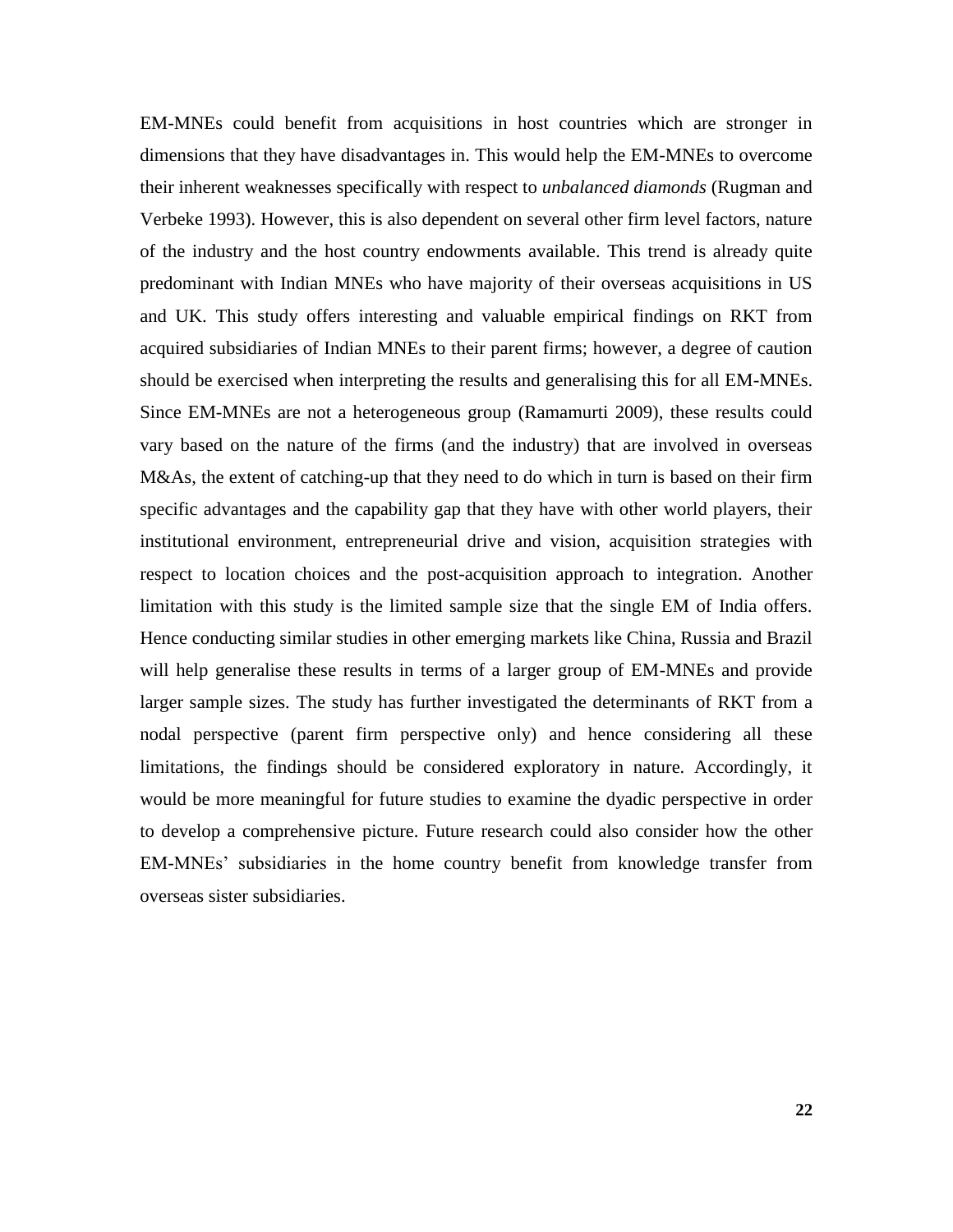EM-MNEs could benefit from acquisitions in host countries which are stronger in dimensions that they have disadvantages in. This would help the EM-MNEs to overcome their inherent weaknesses specifically with respect to *unbalanced diamonds* (Rugman and Verbeke 1993). However, this is also dependent on several other firm level factors, nature of the industry and the host country endowments available. This trend is already quite predominant with Indian MNEs who have majority of their overseas acquisitions in US and UK. This study offers interesting and valuable empirical findings on RKT from acquired subsidiaries of Indian MNEs to their parent firms; however, a degree of caution should be exercised when interpreting the results and generalising this for all EM-MNEs. Since EM-MNEs are not a heterogeneous group (Ramamurti 2009), these results could vary based on the nature of the firms (and the industry) that are involved in overseas M&As, the extent of catching-up that they need to do which in turn is based on their firm specific advantages and the capability gap that they have with other world players, their institutional environment, entrepreneurial drive and vision, acquisition strategies with respect to location choices and the post-acquisition approach to integration. Another limitation with this study is the limited sample size that the single EM of India offers. Hence conducting similar studies in other emerging markets like China, Russia and Brazil will help generalise these results in terms of a larger group of EM-MNEs and provide larger sample sizes. The study has further investigated the determinants of RKT from a nodal perspective (parent firm perspective only) and hence considering all these limitations, the findings should be considered exploratory in nature. Accordingly, it would be more meaningful for future studies to examine the dyadic perspective in order to develop a comprehensive picture. Future research could also consider how the other EM-MNEs' subsidiaries in the home country benefit from knowledge transfer from overseas sister subsidiaries.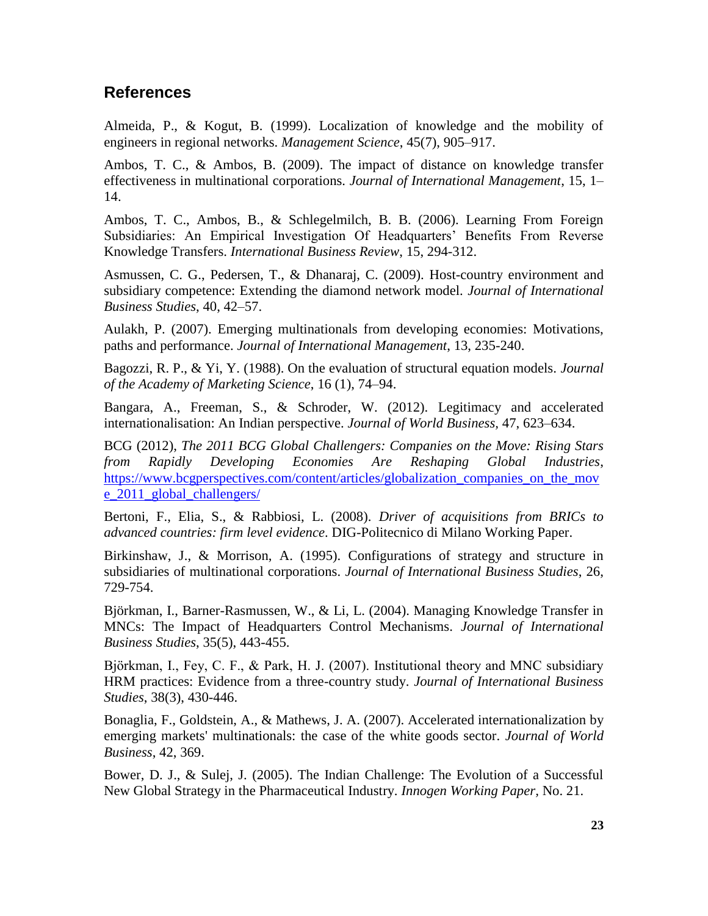## References

Almeida, P., & Kogut, B. (1999). Localization of knowledge and the mobility of engineers in regional networks. *Management Science*, 45(7), 905–917.

Ambos, T. C., & Ambos, B. (2009). The impact of distance on knowledge transfer effectiveness in multinational corporations. *Journal of International Management*, 15, 1–14.

Ambos, T. C., Ambos, B., & Schlegelmilch, B. B. (2006). Learning From Foreign Subsidiaries: An Empirical Investigation Of Headquarters' Benefits From Reverse Knowledge Transfers. *International Business Review*, 15, 294-312.

Asmussen, C. G., Pedersen, T., & Dhanaraj, C. (2009). Host-country environment and subsidiary competence: Extending the diamond network model. *Journal of International Business Studies*, 40, 42–57.

Aulakh, P. (2007). Emerging multinationals from developing economies: Motivations, paths and performance. *Journal of International Management*, 13, 235-240.

Bagozzi, R. P., & Yi, Y. (1988). On the evaluation of structural equation models. *Journal of the Academy of Marketing Science*, 16 (1), 74–94.

Bangara, A., Freeman, S., & Schroder, W. (2012). Legitimacy and accelerated internationalisation: An Indian perspective. *Journal of World Business*, 47, 623–634.

BCG (2012), *The 2011 BCG Global Challengers: Companies on the Move: Rising Stars from Rapidly Developing Economies Are Reshaping Global Industries*, https://www.bcgperspectives.com/content/articles/globalization_companies_on_the_move_2011_global_challengers/

Bertoni, F., Elia, S., & Rabbiosi, L. (2008). *Driver of acquisitions from BRICs to advanced countries: firm level evidence*. DIG-Politecnico di Milano Working Paper.

Birkinshaw, J., & Morrison, A. (1995). Configurations of strategy and structure in subsidiaries of multinational corporations. *Journal of International Business Studies*, 26, 729-754.

Björkman, I., Barner-Rasmussen, W., & Li, L. (2004). Managing Knowledge Transfer in MNCs: The Impact of Headquarters Control Mechanisms. *Journal of International Business Studies*, 35(5), 443-455.

Björkman, I., Fey, C. F., & Park, H. J. (2007). Institutional theory and MNC subsidiary HRM practices: Evidence from a three-country study. *Journal of International Business Studies*, 38(3), 430-446.

Bonaglia, F., Goldstein, A., & Mathews, J. A. (2007). Accelerated internationalization by emerging markets' multinationals: the case of the white goods sector. *Journal of World Business*, 42, 369.

Bower, D. J., & Sulej, J. (2005). The Indian Challenge: The Evolution of a Successful New Global Strategy in the Pharmaceutical Industry. *Innogen Working Paper*, No. 21.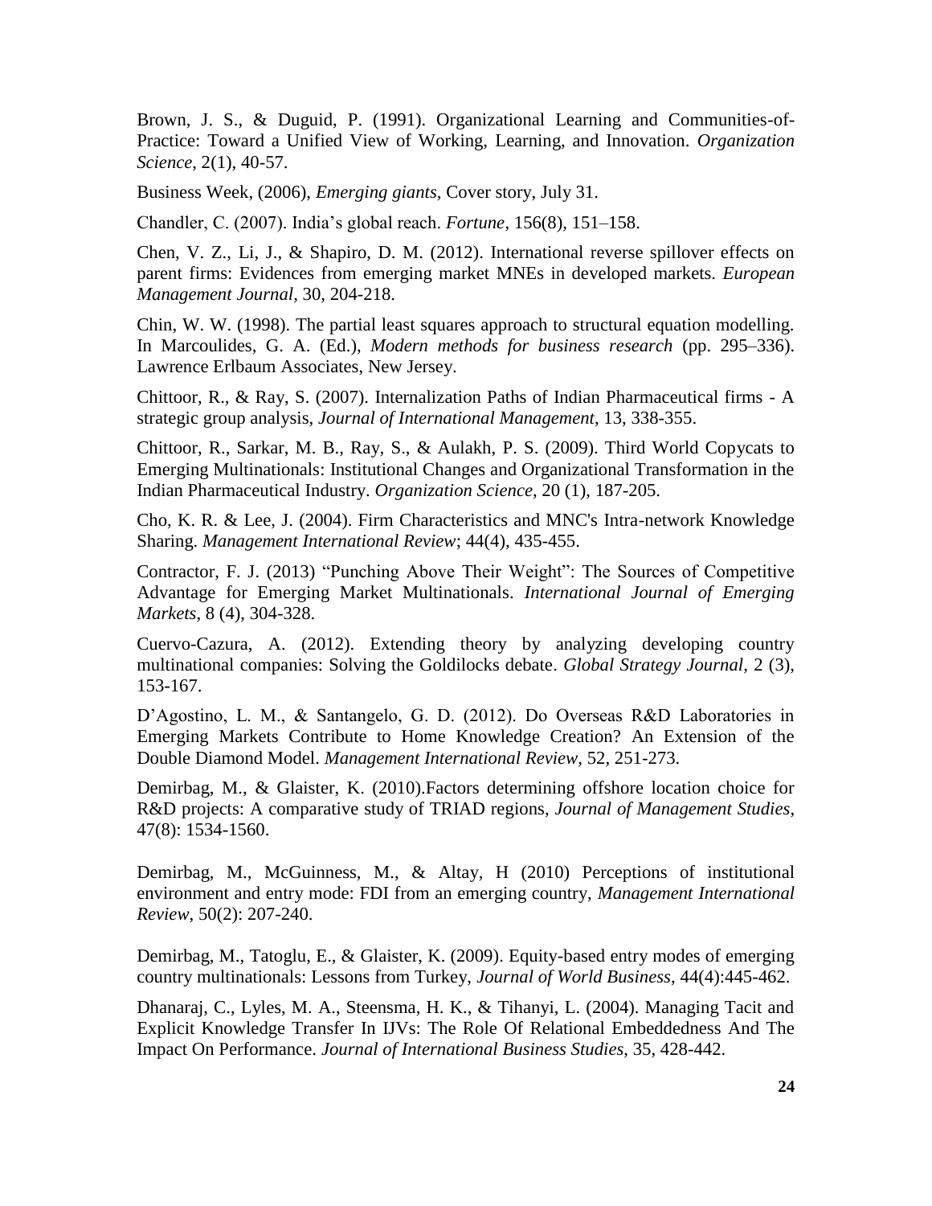Brown, J. S., & Duguid, P. (1991). Organizational Learning and Communities-of-Practice: Toward a Unified View of Working, Learning, and Innovation. *Organization Science*, 2(1), 40-57.

Business Week, (2006), *Emerging giants*, Cover story, July 31.

Chandler, C. (2007). India's global reach. *Fortune*, 156(8), 151–158.

Chen, V. Z., Li, J., & Shapiro, D. M. (2012). International reverse spillover effects on parent firms: Evidences from emerging market MNEs in developed markets. *European Management Journal*, 30, 204-218.

Chin, W. W. (1998). The partial least squares approach to structural equation modelling. In Marcoulides, G. A. (Ed.), *Modern methods for business research* (pp. 295–336). Lawrence Erlbaum Associates, New Jersey.

Chittoor, R., & Ray, S. (2007). Internalization Paths of Indian Pharmaceutical firms - A strategic group analysis, *Journal of International Management*, 13, 338-355.

Chittoor, R., Sarkar, M. B., Ray, S., & Aulakh, P. S. (2009). Third World Copycats to Emerging Multinationals: Institutional Changes and Organizational Transformation in the Indian Pharmaceutical Industry. *Organization Science*, 20 (1), 187-205.

Cho, K. R. & Lee, J. (2004). Firm Characteristics and MNC's Intra-network Knowledge Sharing. *Management International Review*; 44(4), 435-455.

Contractor, F. J. (2013) "Punching Above Their Weight": The Sources of Competitive Advantage for Emerging Market Multinationals. *International Journal of Emerging Markets*, 8 (4), 304-328.

Cuervo-Cazura, A. (2012). Extending theory by analyzing developing country multinational companies: Solving the Goldilocks debate. *Global Strategy Journal*, 2 (3), 153-167.

D'Agostino, L. M., & Santangelo, G. D. (2012). Do Overseas R&D Laboratories in Emerging Markets Contribute to Home Knowledge Creation? An Extension of the Double Diamond Model. *Management International Review*, 52, 251-273.

Demirbag, M., & Glaister, K. (2010).Factors determining offshore location choice for R&D projects: A comparative study of TRIAD regions, *Journal of Management Studies*, 47(8): 1534-1560.

Demirbag, M., McGuinness, M., & Altay, H (2010) Perceptions of institutional environment and entry mode: FDI from an emerging country, *Management International Review*, 50(2): 207-240.

Demirbag, M., Tatoglu, E., & Glaister, K. (2009). Equity-based entry modes of emerging country multinationals: Lessons from Turkey, *Journal of World Business*, 44(4):445-462.

Dhanaraj, C., Lyles, M. A., Steensma, H. K., & Tihanyi, L. (2004). Managing Tacit and Explicit Knowledge Transfer In IJVs: The Role Of Relational Embeddedness And The Impact On Performance. *Journal of International Business Studies*, 35, 428-442.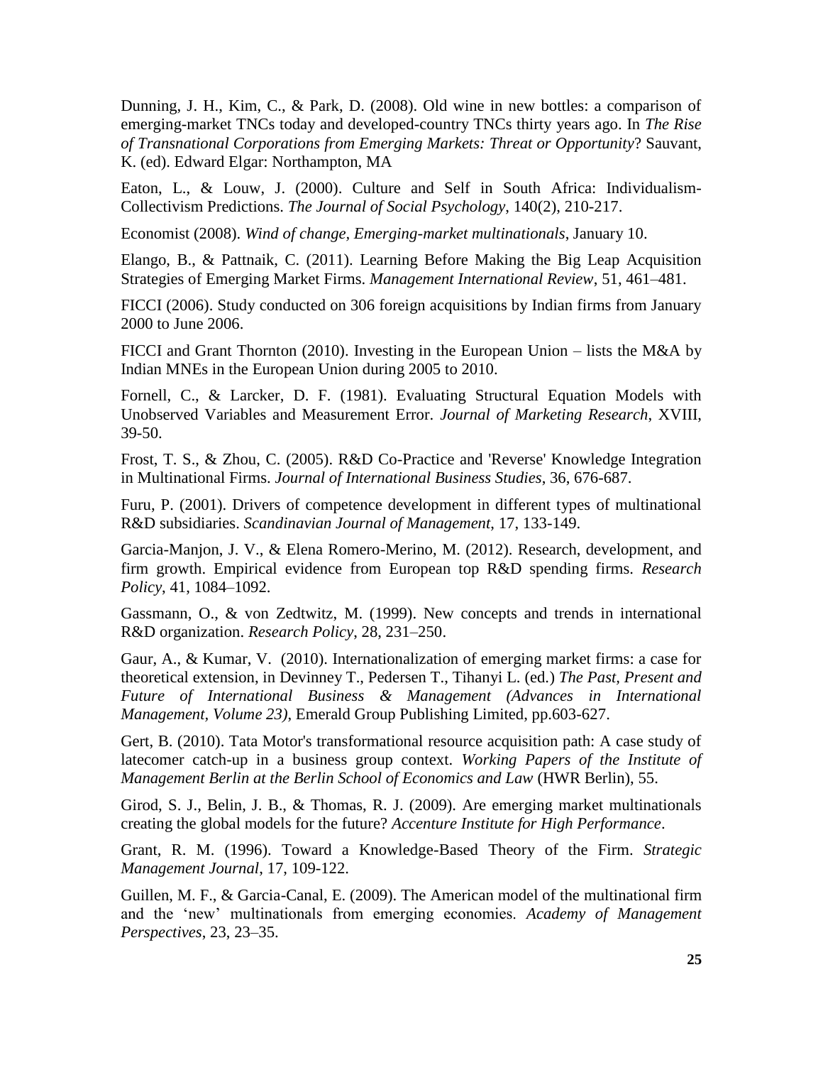Dunning, J. H., Kim, C., & Park, D. (2008). Old wine in new bottles: a comparison of emerging-market TNCs today and developed-country TNCs thirty years ago. In *The Rise of Transnational Corporations from Emerging Markets: Threat or Opportunity*? Sauvant, K. (ed). Edward Elgar: Northampton, MA

Eaton, L., & Louw, J. (2000). Culture and Self in South Africa: Individualism-Collectivism Predictions. *The Journal of Social Psychology*, 140(2), 210-217.

Economist (2008). *Wind of change, Emerging-market multinationals*, January 10.

Elango, B., & Pattnaik, C. (2011). Learning Before Making the Big Leap Acquisition Strategies of Emerging Market Firms. *Management International Review*, 51, 461–481.

FICCI (2006). Study conducted on 306 foreign acquisitions by Indian firms from January 2000 to June 2006.

FICCI and Grant Thornton (2010). Investing in the European Union – lists the M&A by Indian MNEs in the European Union during 2005 to 2010.

Fornell, C., & Larcker, D. F. (1981). Evaluating Structural Equation Models with Unobserved Variables and Measurement Error. *Journal of Marketing Research*, XVIII, 39-50.

Frost, T. S., & Zhou, C. (2005). R&D Co-Practice and 'Reverse' Knowledge Integration in Multinational Firms. *Journal of International Business Studies*, 36, 676-687.

Furu, P. (2001). Drivers of competence development in different types of multinational R&D subsidiaries. *Scandinavian Journal of Management*, 17, 133-149.

Garcia-Manjon, J. V., & Elena Romero-Merino, M. (2012). Research, development, and firm growth. Empirical evidence from European top R&D spending firms. *Research Policy*, 41, 1084–1092.

Gassmann, O., & von Zedtwitz, M. (1999). New concepts and trends in international R&D organization. *Research Policy*, 28, 231–250.

Gaur, A., & Kumar, V. (2010). Internationalization of emerging market firms: a case for theoretical extension, in Devinney T., Pedersen T., Tihanyi L. (ed.) *The Past, Present and Future of International Business & Management (Advances in International Management, Volume 23)*, Emerald Group Publishing Limited, pp.603-627.

Gert, B. (2010). Tata Motor's transformational resource acquisition path: A case study of latecomer catch-up in a business group context. *Working Papers of the Institute of Management Berlin at the Berlin School of Economics and Law* (HWR Berlin), 55.

Girod, S. J., Belin, J. B., & Thomas, R. J. (2009). Are emerging market multinationals creating the global models for the future? *Accenture Institute for High Performance*.

Grant, R. M. (1996). Toward a Knowledge-Based Theory of the Firm. *Strategic Management Journal*, 17, 109-122.

Guillen, M. F., & Garcia-Canal, E. (2009). The American model of the multinational firm and the 'new' multinationals from emerging economies. *Academy of Management Perspectives*, 23, 23–35.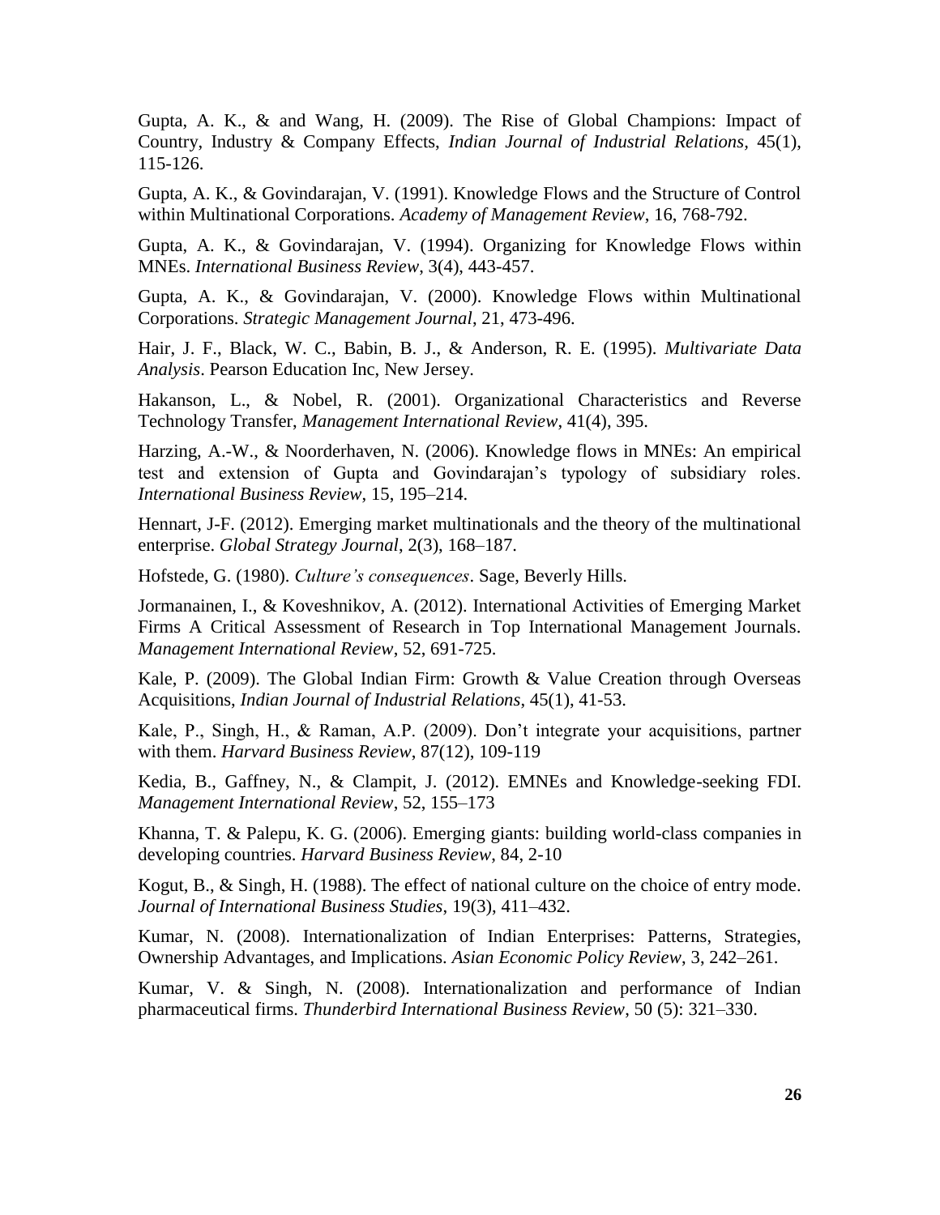Gupta, A. K., & and Wang, H. (2009). The Rise of Global Champions: Impact of Country, Industry & Company Effects, *Indian Journal of Industrial Relations*, 45(1), 115-126.

Gupta, A. K., & Govindarajan, V. (1991). Knowledge Flows and the Structure of Control within Multinational Corporations. *Academy of Management Review*, 16, 768-792.

Gupta, A. K., & Govindarajan, V. (1994). Organizing for Knowledge Flows within MNEs. *International Business Review*, 3(4), 443-457.

Gupta, A. K., & Govindarajan, V. (2000). Knowledge Flows within Multinational Corporations. *Strategic Management Journal*, 21, 473-496.

Hair, J. F., Black, W. C., Babin, B. J., & Anderson, R. E. (1995). *Multivariate Data Analysis*. Pearson Education Inc, New Jersey.

Hakanson, L., & Nobel, R. (2001). Organizational Characteristics and Reverse Technology Transfer, *Management International Review*, 41(4), 395.

Harzing, A.-W., & Noorderhaven, N. (2006). Knowledge flows in MNEs: An empirical test and extension of Gupta and Govindarajan's typology of subsidiary roles. *International Business Review*, 15, 195–214.

Hennart, J-F. (2012). Emerging market multinationals and the theory of the multinational enterprise. *Global Strategy Journal*, 2(3), 168–187.

Hofstede, G. (1980). *Culture's consequences*. Sage, Beverly Hills.

Jormanainen, I., & Koveshnikov, A. (2012). International Activities of Emerging Market Firms A Critical Assessment of Research in Top International Management Journals. *Management International Review*, 52, 691-725.

Kale, P. (2009). The Global Indian Firm: Growth & Value Creation through Overseas Acquisitions, *Indian Journal of Industrial Relations*, 45(1), 41-53.

Kale, P., Singh, H., & Raman, A.P. (2009). Don't integrate your acquisitions, partner with them. *Harvard Business Review*, 87(12), 109-119

Kedia, B., Gaffney, N., & Clampit, J. (2012). EMNEs and Knowledge-seeking FDI. *Management International Review*, 52, 155–173

Khanna, T. & Palepu, K. G. (2006). Emerging giants: building world-class companies in developing countries. *Harvard Business Review*, 84, 2-10

Kogut, B., & Singh, H. (1988). The effect of national culture on the choice of entry mode. *Journal of International Business Studies*, 19(3), 411–432.

Kumar, N. (2008). Internationalization of Indian Enterprises: Patterns, Strategies, Ownership Advantages, and Implications. *Asian Economic Policy Review*, 3, 242–261.

Kumar, V. & Singh, N. (2008). Internationalization and performance of Indian pharmaceutical firms. *Thunderbird International Business Review*, 50 (5): 321–330.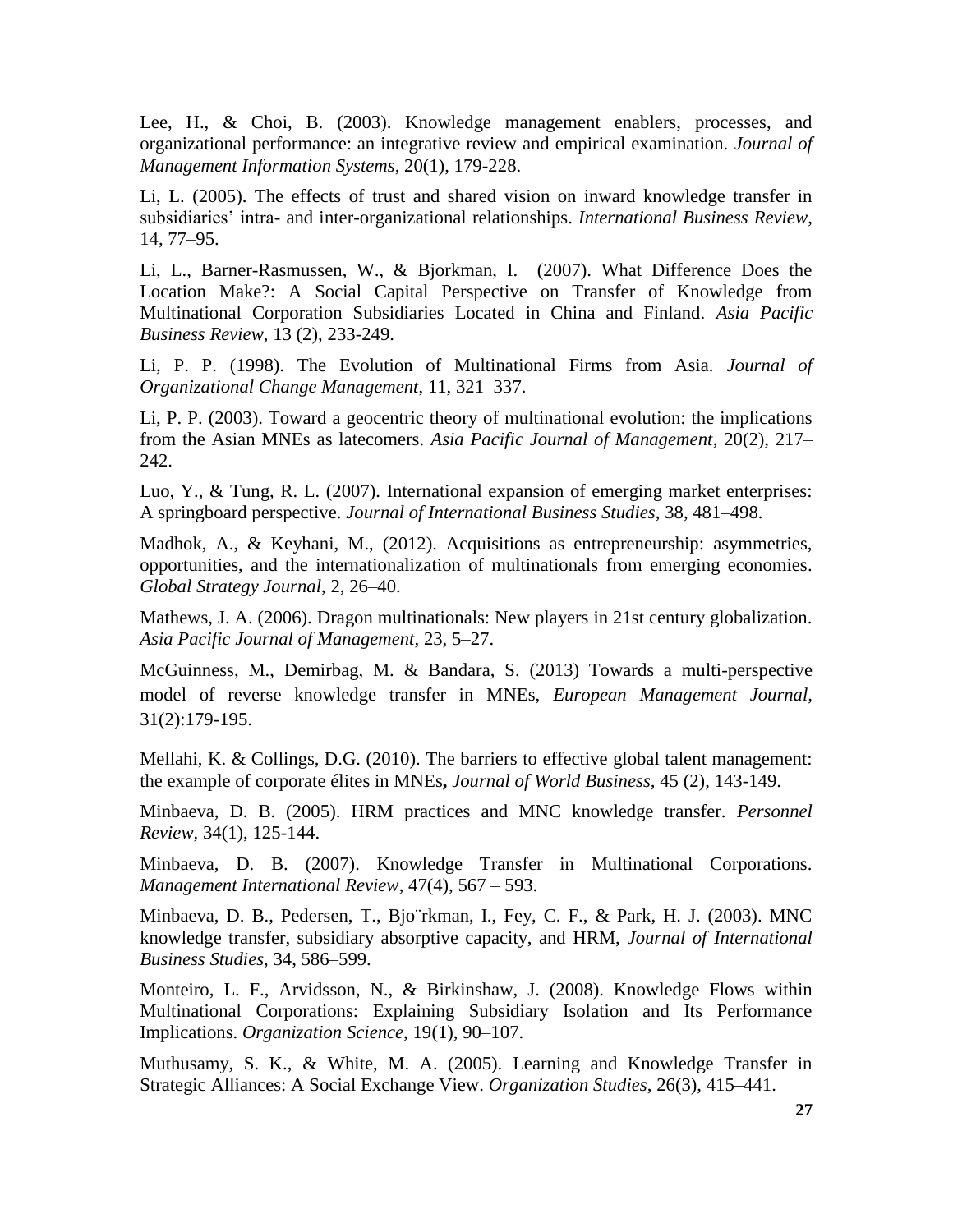Lee, H., & Choi, B. (2003). Knowledge management enablers, processes, and organizational performance: an integrative review and empirical examination. *Journal of Management Information Systems*, 20(1), 179-228.

Li, L. (2005). The effects of trust and shared vision on inward knowledge transfer in subsidiaries' intra- and inter-organizational relationships. *International Business Review*, 14, 77–95.

Li, L., Barner-Rasmussen, W., & Bjorkman, I. (2007). What Difference Does the Location Make?: A Social Capital Perspective on Transfer of Knowledge from Multinational Corporation Subsidiaries Located in China and Finland. *Asia Pacific Business Review*, 13 (2), 233-249.

Li, P. P. (1998). The Evolution of Multinational Firms from Asia. *Journal of Organizational Change Management*, 11, 321–337.

Li, P. P. (2003). Toward a geocentric theory of multinational evolution: the implications from the Asian MNEs as latecomers. *Asia Pacific Journal of Management*, 20(2), 217–242.

Luo, Y., & Tung, R. L. (2007). International expansion of emerging market enterprises: A springboard perspective. *Journal of International Business Studies*, 38, 481–498.

Madhok, A., & Keyhani, M., (2012). Acquisitions as entrepreneurship: asymmetries, opportunities, and the internationalization of multinationals from emerging economies. *Global Strategy Journal*, 2, 26–40.

Mathews, J. A. (2006). Dragon multinationals: New players in 21st century globalization. *Asia Pacific Journal of Management*, 23, 5–27.

McGuinness, M., Demirbag, M. & Bandara, S. (2013) Towards a multi-perspective model of reverse knowledge transfer in MNEs, *European Management Journal*, 31(2):179-195.

Mellahi, K. & Collings, D.G. (2010). The barriers to effective global talent management: the example of corporate élites in MNEs**,** *Journal of World Business*, 45 (2), 143-149.

Minbaeva, D. B. (2005). HRM practices and MNC knowledge transfer. *Personnel Review*, 34(1), 125-144.

Minbaeva, D. B. (2007). Knowledge Transfer in Multinational Corporations. *Management International Review*, 47(4), 567 – 593.

Minbaeva, D. B., Pedersen, T., Bjo¨rkman, I., Fey, C. F., & Park, H. J. (2003). MNC knowledge transfer, subsidiary absorptive capacity, and HRM, *Journal of International Business Studies*, 34, 586–599.

Monteiro, L. F., Arvidsson, N., & Birkinshaw, J. (2008). Knowledge Flows within Multinational Corporations: Explaining Subsidiary Isolation and Its Performance Implications. *Organization Science*, 19(1), 90–107.

Muthusamy, S. K., & White, M. A. (2005). Learning and Knowledge Transfer in Strategic Alliances: A Social Exchange View. *Organization Studies*, 26(3), 415–441.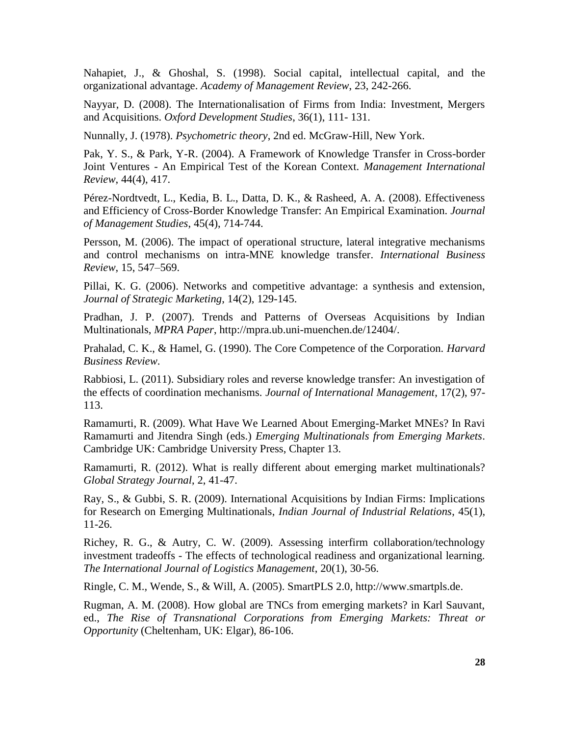Nahapiet, J., & Ghoshal, S. (1998). Social capital, intellectual capital, and the organizational advantage. *Academy of Management Review*, 23, 242-266.

Nayyar, D. (2008). The Internationalisation of Firms from India: Investment, Mergers and Acquisitions. *Oxford Development Studies*, 36(1), 111- 131.

Nunnally, J. (1978). *Psychometric theory*, 2nd ed. McGraw-Hill, New York.

Pak, Y. S., & Park, Y-R. (2004). A Framework of Knowledge Transfer in Cross-border Joint Ventures - An Empirical Test of the Korean Context. *Management International Review*, 44(4), 417.

Pérez-Nordtvedt, L., Kedia, B. L., Datta, D. K., & Rasheed, A. A. (2008). Effectiveness and Efficiency of Cross-Border Knowledge Transfer: An Empirical Examination. *Journal of Management Studies*, 45(4), 714-744.

Persson, M. (2006). The impact of operational structure, lateral integrative mechanisms and control mechanisms on intra-MNE knowledge transfer. *International Business Review*, 15, 547–569.

Pillai, K. G. (2006). Networks and competitive advantage: a synthesis and extension, *Journal of Strategic Marketing*, 14(2), 129-145.

Pradhan, J. P. (2007). Trends and Patterns of Overseas Acquisitions by Indian Multinationals, *MPRA Paper*, http://mpra.ub.uni-muenchen.de/12404/.

Prahalad, C. K., & Hamel, G. (1990). The Core Competence of the Corporation. *Harvard Business Review*.

Rabbiosi, L. (2011). Subsidiary roles and reverse knowledge transfer: An investigation of the effects of coordination mechanisms. *Journal of International Management*, 17(2), 97-113.

Ramamurti, R. (2009). What Have We Learned About Emerging-Market MNEs? In Ravi Ramamurti and Jitendra Singh (eds.) *Emerging Multinationals from Emerging Markets*. Cambridge UK: Cambridge University Press, Chapter 13.

Ramamurti, R. (2012). What is really different about emerging market multinationals? *Global Strategy Journal*, 2, 41-47.

Ray, S., & Gubbi, S. R. (2009). International Acquisitions by Indian Firms: Implications for Research on Emerging Multinationals, *Indian Journal of Industrial Relations*, 45(1), 11-26.

Richey, R. G., & Autry, C. W. (2009). Assessing interfirm collaboration/technology investment tradeoffs - The effects of technological readiness and organizational learning. *The International Journal of Logistics Management*, 20(1), 30-56.

Ringle, C. M., Wende, S., & Will, A. (2005). SmartPLS 2.0, http://www.smartpls.de.

Rugman, A. M. (2008). How global are TNCs from emerging markets? in Karl Sauvant, ed., *The Rise of Transnational Corporations from Emerging Markets: Threat or Opportunity* (Cheltenham, UK: Elgar), 86-106.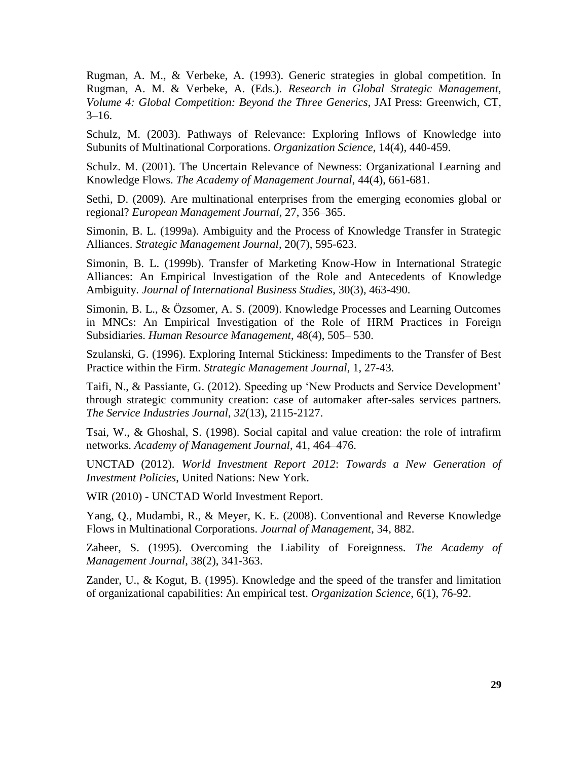Rugman, A. M., & Verbeke, A. (1993). Generic strategies in global competition. In Rugman, A. M. & Verbeke, A. (Eds.). *Research in Global Strategic Management, Volume 4: Global Competition: Beyond the Three Generics*, JAI Press: Greenwich, CT, 3–16.

Schulz, M. (2003). Pathways of Relevance: Exploring Inflows of Knowledge into Subunits of Multinational Corporations. *Organization Science*, 14(4), 440-459.

Schulz. M. (2001). The Uncertain Relevance of Newness: Organizational Learning and Knowledge Flows. *The Academy of Management Journal*, 44(4), 661-681.

Sethi, D. (2009). Are multinational enterprises from the emerging economies global or regional? *European Management Journal*, 27, 356–365.

Simonin, B. L. (1999a). Ambiguity and the Process of Knowledge Transfer in Strategic Alliances. *Strategic Management Journal*, 20(7), 595-623.

Simonin, B. L. (1999b). Transfer of Marketing Know-How in International Strategic Alliances: An Empirical Investigation of the Role and Antecedents of Knowledge Ambiguity. *Journal of International Business Studies*, 30(3), 463-490.

Simonin, B. L., & Özsomer, A. S. (2009). Knowledge Processes and Learning Outcomes in MNCs: An Empirical Investigation of the Role of HRM Practices in Foreign Subsidiaries. *Human Resource Management*, 48(4), 505– 530.

Szulanski, G. (1996). Exploring Internal Stickiness: Impediments to the Transfer of Best Practice within the Firm. *Strategic Management Journal*, 1, 27-43.

Taifi, N., & Passiante, G. (2012). Speeding up 'New Products and Service Development' through strategic community creation: case of automaker after-sales services partners. *The Service Industries Journal*, *32*(13), 2115-2127.

Tsai, W., & Ghoshal, S. (1998). Social capital and value creation: the role of intrafirm networks. *Academy of Management Journal*, 41, 464–476.

UNCTAD (2012). *World Investment Report 2012*: *Towards a New Generation of Investment Policies*, United Nations: New York.

WIR (2010) - UNCTAD World Investment Report.

Yang, Q., Mudambi, R., & Meyer, K. E. (2008). Conventional and Reverse Knowledge Flows in Multinational Corporations. *Journal of Management*, 34, 882.

Zaheer, S. (1995). Overcoming the Liability of Foreignness. *The Academy of Management Journal*, 38(2), 341-363.

Zander, U., & Kogut, B. (1995). Knowledge and the speed of the transfer and limitation of organizational capabilities: An empirical test. *Organization Science*, 6(1), 76-92.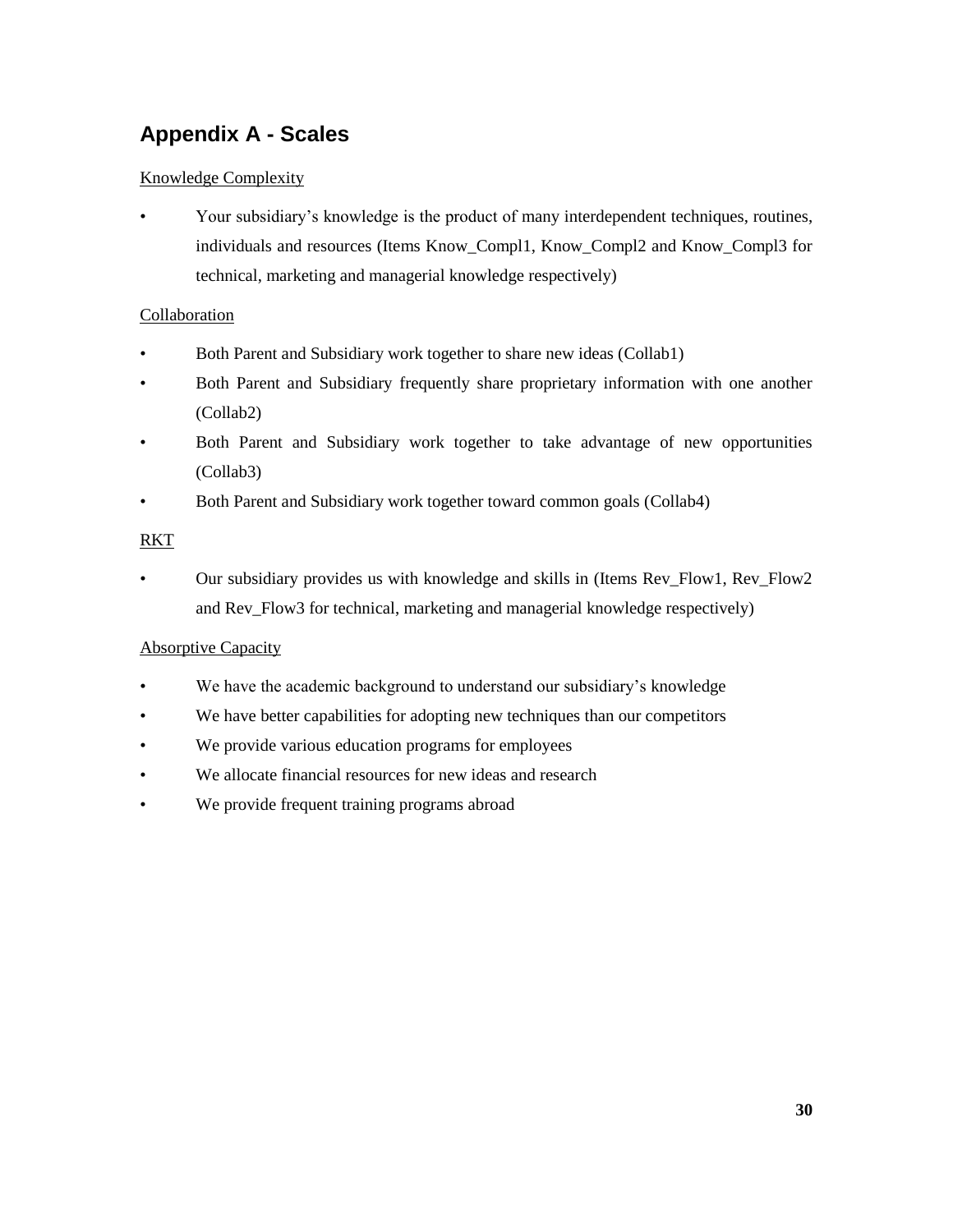## Appendix A - Scales

Knowledge Complexity

- Your subsidiary's knowledge is the product of many interdependent techniques, routines, individuals and resources (Items Know_Compl1, Know_Compl2 and Know_Compl3 for technical, marketing and managerial knowledge respectively)

Collaboration

- Both Parent and Subsidiary work together to share new ideas (Collab1)
- Both Parent and Subsidiary frequently share proprietary information with one another (Collab2)
- Both Parent and Subsidiary work together to take advantage of new opportunities (Collab3)
- Both Parent and Subsidiary work together toward common goals (Collab4)

RKT

- Our subsidiary provides us with knowledge and skills in (Items Rev_Flow1, Rev_Flow2 and Rev_Flow3 for technical, marketing and managerial knowledge respectively)

Absorptive Capacity

- We have the academic background to understand our subsidiary's knowledge
- We have better capabilities for adopting new techniques than our competitors
- We provide various education programs for employees
- We allocate financial resources for new ideas and research
- We provide frequent training programs abroad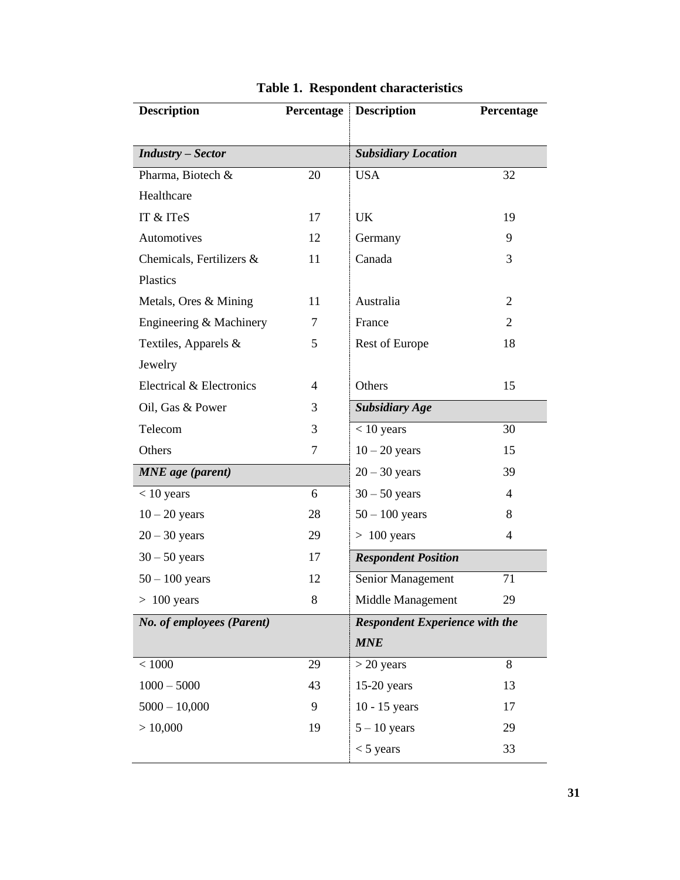**Table 1. Respondent characteristics**

| Description | Percentage | Description | Percentage |
|---|---|---|---|
| ***Industry – Sector*** | | ***Subsidiary Location*** | |
| Pharma, Biotech & Healthcare | 20 | USA | 32 |
| IT & ITeS | 17 | UK | 19 |
| Automotives | 12 | Germany | 9 |
| Chemicals, Fertilizers & Plastics | 11 | Canada | 3 |
| Metals, Ores & Mining | 11 | Australia | 2 |
| Engineering & Machinery | 7 | France | 2 |
| Textiles, Apparels & Jewelry | 5 | Rest of Europe | 18 |
| Electrical & Electronics | 4 | Others | 15 |
| Oil, Gas & Power | 3 | ***Subsidiary Age*** | |
| Telecom | 3 | < 10 years | 30 |
| Others | 7 | 10 – 20 years | 15 |
| ***MNE age (parent)*** | | 20 – 30 years | 39 |
| < 10 years | 6 | 30 – 50 years | 4 |
| 10 – 20 years | 28 | 50 – 100 years | 8 |
| 20 – 30 years | 29 | > 100 years | 4 |
| 30 – 50 years | 17 | ***Respondent Position*** | |
| 50 – 100 years | 12 | Senior Management | 71 |
| > 100 years | 8 | Middle Management | 29 |
| ***No. of employees (Parent)*** | | ***Respondent Experience with the MNE*** | |
| < 1000 | 29 | > 20 years | 8 |
| 1000 – 5000 | 43 | 15-20 years | 13 |
| 5000 – 10,000 | 9 | 10 - 15 years | 17 |
| > 10,000 | 19 | 5 – 10 years | 29 |
| | | < 5 years | 33 |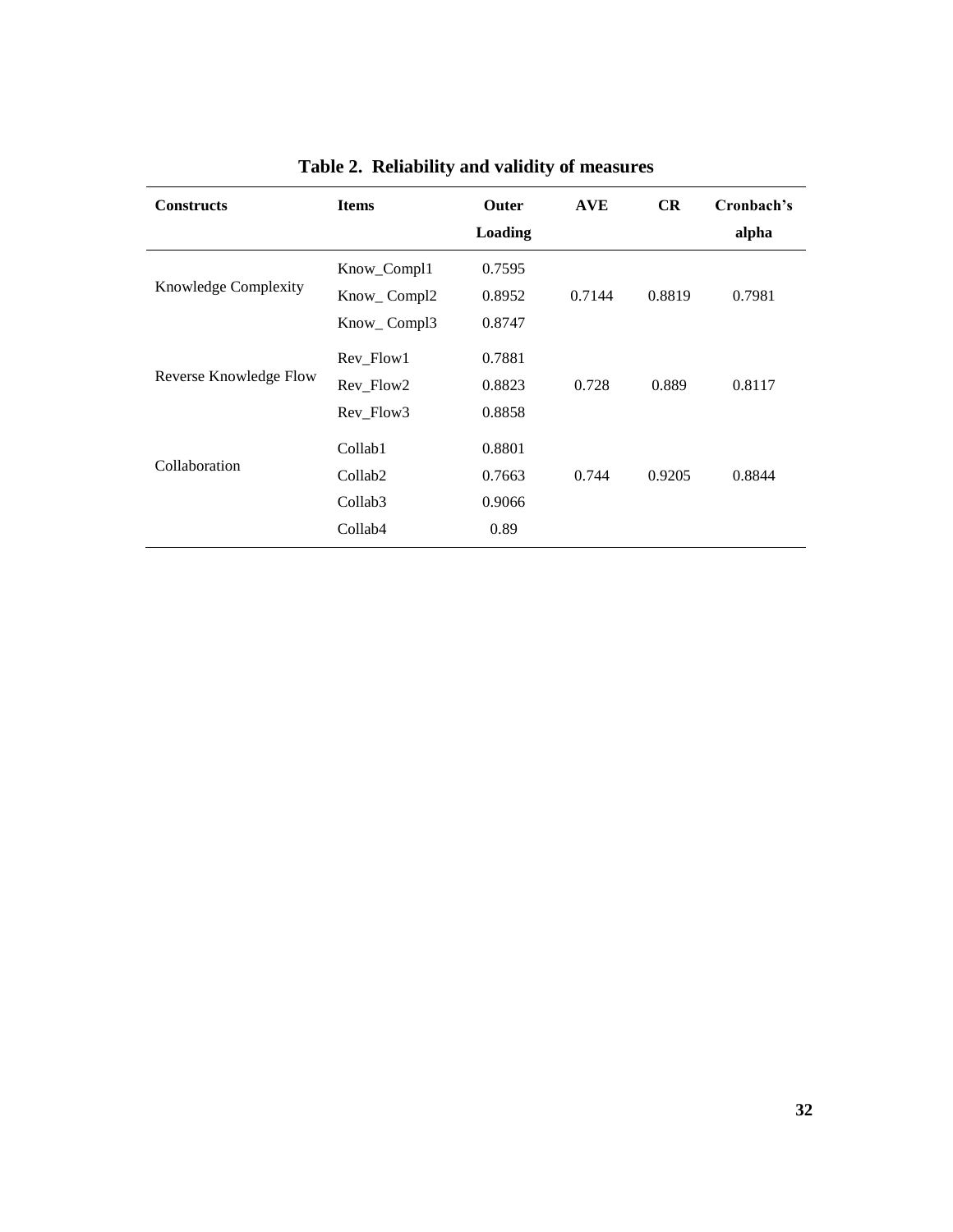**Table 2. Reliability and validity of measures**

| Constructs | Items | Outer Loading | AVE | CR | Cronbach's alpha |
|---|---|---|---|---|---|
| Knowledge Complexity | Know_Compl1 | 0.7595 | 0.7144 | 0.8819 | 0.7981 |
| | Know_ Compl2 | 0.8952 | | | |
| | Know_ Compl3 | 0.8747 | | | |
| Reverse Knowledge Flow | Rev_Flow1 | 0.7881 | 0.728 | 0.889 | 0.8117 |
| | Rev_Flow2 | 0.8823 | | | |
| | Rev_Flow3 | 0.8858 | | | |
| Collaboration | Collab1 | 0.8801 | 0.744 | 0.9205 | 0.8844 |
| | Collab2 | 0.7663 | | | |
| | Collab3 | 0.9066 | | | |
| | Collab4 | 0.89 | | | |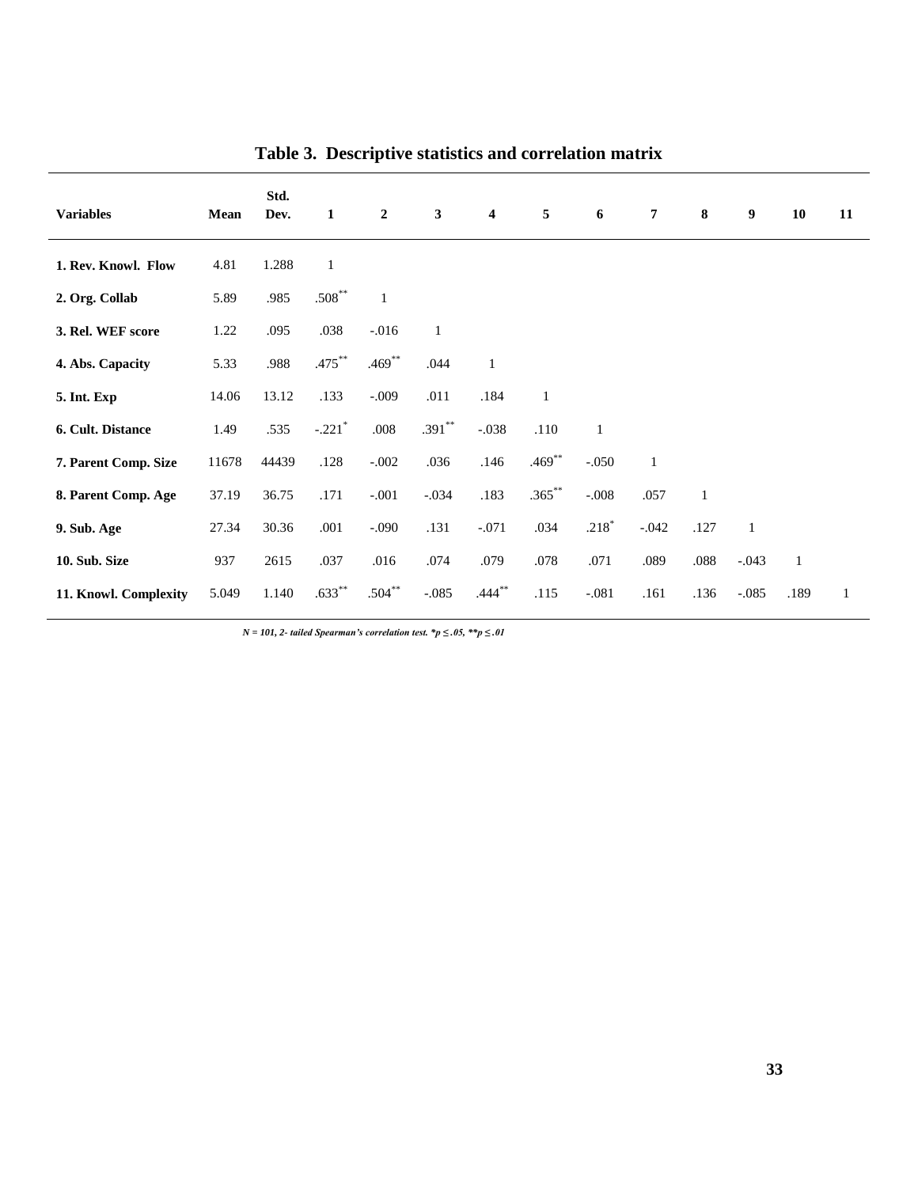## Table 3. Descriptive statistics and correlation matrix

| Variables | Mean | Std. Dev. | 1 | 2 | 3 | 4 | 5 | 6 | 7 | 8 | 9 | 10 | 11 |
|---|---|---|---|---|---|---|---|---|---|---|---|---|---|
| **1. Rev. Knowl. Flow** | 4.81 | 1.288 | 1 | | | | | | | | | | |
| **2. Org. Collab** | 5.89 | .985 | .508** | 1 | | | | | | | | | |
| **3. Rel. WEF score** | 1.22 | .095 | .038 | -.016 | 1 | | | | | | | | |
| **4. Abs. Capacity** | 5.33 | .988 | .475** | .469** | .044 | 1 | | | | | | | |
| **5. Int. Exp** | 14.06 | 13.12 | .133 | -.009 | .011 | .184 | 1 | | | | | | |
| **6. Cult. Distance** | 1.49 | .535 | -.221* | .008 | .391** | -.038 | .110 | 1 | | | | | |
| **7. Parent Comp. Size** | 11678 | 44439 | .128 | -.002 | .036 | .146 | .469** | -.050 | 1 | | | | |
| **8. Parent Comp. Age** | 37.19 | 36.75 | .171 | -.001 | -.034 | .183 | .365** | -.008 | .057 | 1 | | | |
| **9. Sub. Age** | 27.34 | 30.36 | .001 | -.090 | .131 | -.071 | .034 | .218* | -.042 | .127 | 1 | | |
| **10. Sub. Size** | 937 | 2615 | .037 | .016 | .074 | .079 | .078 | .071 | .089 | .088 | -.043 | 1 | |
| **11. Knowl. Complexity** | 5.049 | 1.140 | .633** | .504** | -.085 | .444** | .115 | -.081 | .161 | .136 | -.085 | .189 | 1 |

*N = 101, 2- tailed Spearman's correlation test.* $*p \leq .05$, $**p \leq .01$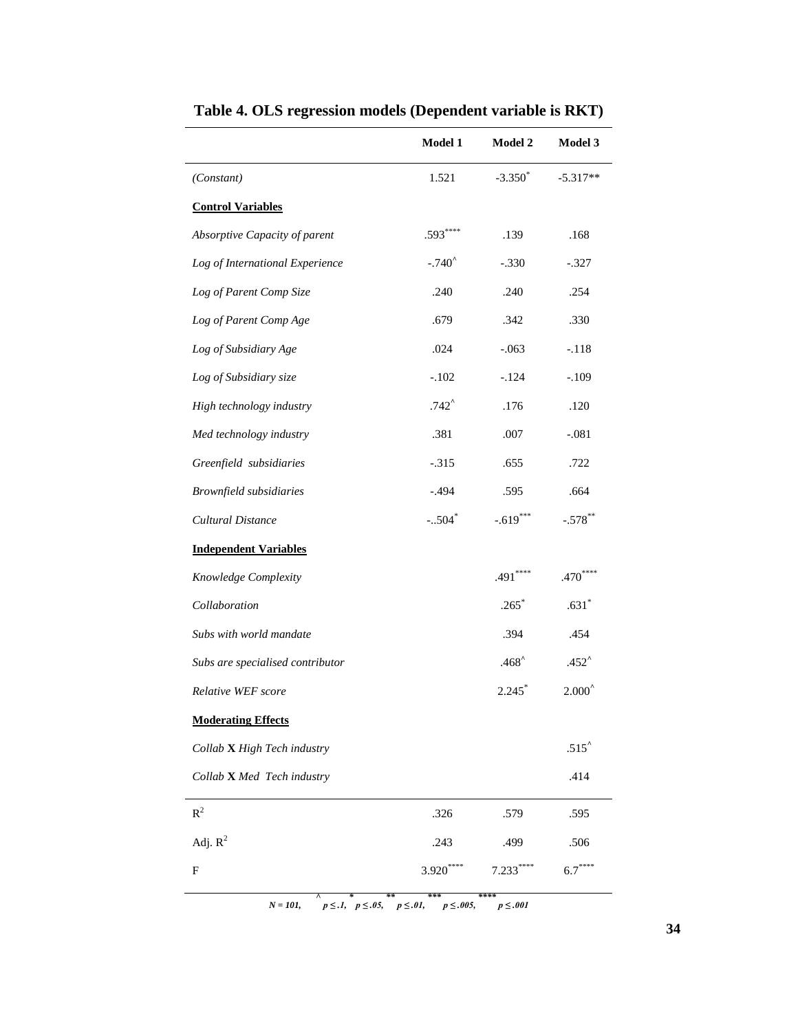**Table 4. OLS regression models (Dependent variable is RKT)**

| | Model 1 | Model 2 | Model 3 |
|---|---|---|---|
| *(Constant)* | 1.521 | $-3.350^{*}$ | -5.317** |
| **Control Variables** | | | |
| *Absorptive Capacity of parent* | $.593^{****}$ | .139 | .168 |
| *Log of International Experience* | $-.740^{\wedge}$ | -.330 | -.327 |
| *Log of Parent Comp Size* | .240 | .240 | .254 |
| *Log of Parent Comp Age* | .679 | .342 | .330 |
| *Log of Subsidiary Age* | .024 | -.063 | -.118 |
| *Log of Subsidiary size* | -.102 | -.124 | -.109 |
| *High technology industry* | $.742^{\wedge}$ | .176 | .120 |
| *Med technology industry* | .381 | .007 | -.081 |
| *Greenfield subsidiaries* | -.315 | .655 | .722 |
| *Brownfield subsidiaries* | -.494 | .595 | .664 |
| *Cultural Distance* | $-..504^{*}$ | $-.619^{***}$ | $-.578^{**}$ |
| **Independent Variables** | | | |
| *Knowledge Complexity* | | $.491^{****}$ | $.470^{****}$ |
| *Collaboration* | | $.265^{*}$ | $.631^{*}$ |
| *Subs with world mandate* | | .394 | .454 |
| *Subs are specialised contributor* | | $.468^{\wedge}$ | $.452^{\wedge}$ |
| *Relative WEF score* | | $2.245^{*}$ | $2.000^{\wedge}$ |
| **Moderating Effects** | | | |
| *Collab* **X** *High Tech industry* | | | $.515^{\wedge}$ |
| *Collab* **X** *Med Tech industry* | | | .414 |
| $R^2$ | .326 | .579 | .595 |
| Adj. $R^2$ | .243 | .499 | .506 |
| F | $3.920^{****}$ | $7.233^{****}$ | $6.7^{****}$ |

***N = 101,*** $^{\wedge}$ $p \leq .1$, $^{*}$ $p \leq .05$, $^{**}$ $p \leq .01$, $^{***}$ $p \leq .005$, $^{****}$ $p \leq .001$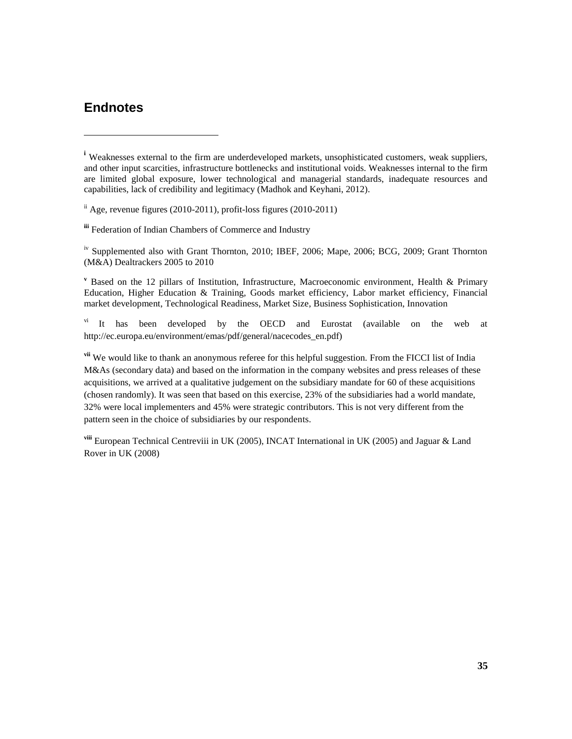## Endnotes

[i] Weaknesses external to the firm are underdeveloped markets, unsophisticated customers, weak suppliers, and other input scarcities, infrastructure bottlenecks and institutional voids. Weaknesses internal to the firm are limited global exposure, lower technological and managerial standards, inadequate resources and capabilities, lack of credibility and legitimacy (Madhok and Keyhani, 2012).

[ii] Age, revenue figures (2010-2011), profit-loss figures (2010-2011)

[iii] Federation of Indian Chambers of Commerce and Industry

[iv] Supplemented also with Grant Thornton, 2010; IBEF, 2006; Mape, 2006; BCG, 2009; Grant Thornton (M&A) Dealtrackers 2005 to 2010

[v] Based on the 12 pillars of Institution, Infrastructure, Macroeconomic environment, Health & Primary Education, Higher Education & Training, Goods market efficiency, Labor market efficiency, Financial market development, Technological Readiness, Market Size, Business Sophistication, Innovation

[vi] It has been developed by the OECD and Eurostat (available on the web at http://ec.europa.eu/environment/emas/pdf/general/nacecodes_en.pdf)

[vii] We would like to thank an anonymous referee for this helpful suggestion. From the FICCI list of India M&As (secondary data) and based on the information in the company websites and press releases of these acquisitions, we arrived at a qualitative judgement on the subsidiary mandate for 60 of these acquisitions (chosen randomly). It was seen that based on this exercise, 23% of the subsidiaries had a world mandate, 32% were local implementers and 45% were strategic contributors. This is not very different from the pattern seen in the choice of subsidiaries by our respondents.

[viii] European Technical Centreviii in UK (2005), INCAT International in UK (2005) and Jaguar & Land Rover in UK (2008)